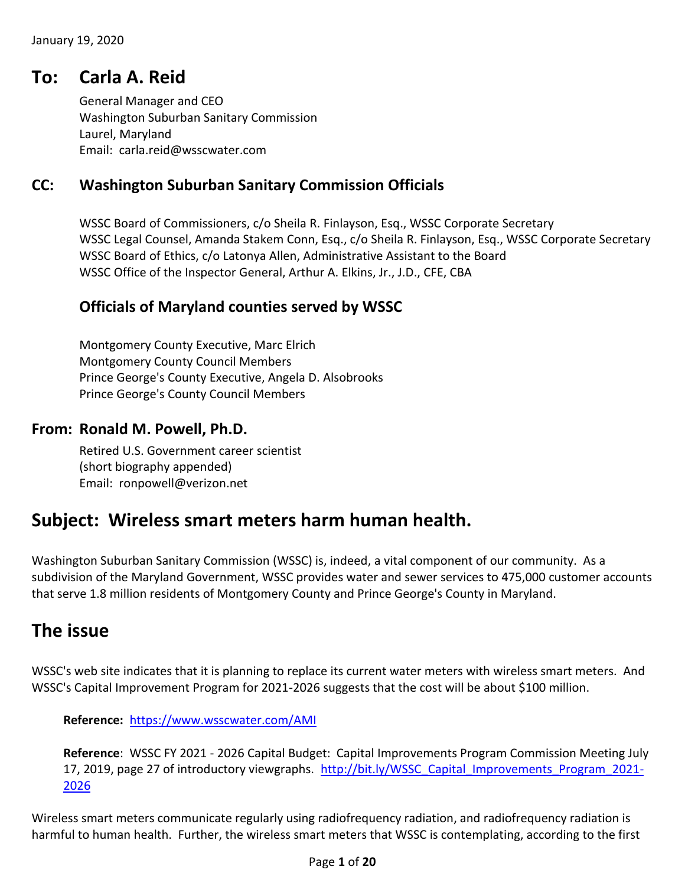January 19, 2020

## To: Carla A. Reid

General Manager and CEO
Washington Suburban Sanitary Commission
Laurel, Maryland
Email: carla.reid@wsscwater.com

### CC: Washington Suburban Sanitary Commission Officials

WSSC Board of Commissioners, c/o Sheila R. Finlayson, Esq., WSSC Corporate Secretary
WSSC Legal Counsel, Amanda Stakem Conn, Esq., c/o Sheila R. Finlayson, Esq., WSSC Corporate Secretary
WSSC Board of Ethics, c/o Latonya Allen, Administrative Assistant to the Board
WSSC Office of the Inspector General, Arthur A. Elkins, Jr., J.D., CFE, CBA

### Officials of Maryland counties served by WSSC

Montgomery County Executive, Marc Elrich
Montgomery County Council Members
Prince George's County Executive, Angela D. Alsobrooks
Prince George's County Council Members

### From: Ronald M. Powell, Ph.D.

Retired U.S. Government career scientist
(short biography appended)
Email: ronpowell@verizon.net

## Subject: Wireless smart meters harm human health.

Washington Suburban Sanitary Commission (WSSC) is, indeed, a vital component of our community. As a subdivision of the Maryland Government, WSSC provides water and sewer services to 475,000 customer accounts that serve 1.8 million residents of Montgomery County and Prince George's County in Maryland.

## The issue

WSSC's web site indicates that it is planning to replace its current water meters with wireless smart meters. And WSSC's Capital Improvement Program for 2021-2026 suggests that the cost will be about $100 million.

> **Reference:** https://www.wsscwater.com/AMI
>
> **Reference**: WSSC FY 2021 - 2026 Capital Budget: Capital Improvements Program Commission Meeting July 17, 2019, page 27 of introductory viewgraphs. http://bit.ly/WSSC_Capital_Improvements_Program_2021-2026

Wireless smart meters communicate regularly using radiofrequency radiation, and radiofrequency radiation is harmful to human health. Further, the wireless smart meters that WSSC is contemplating, according to the first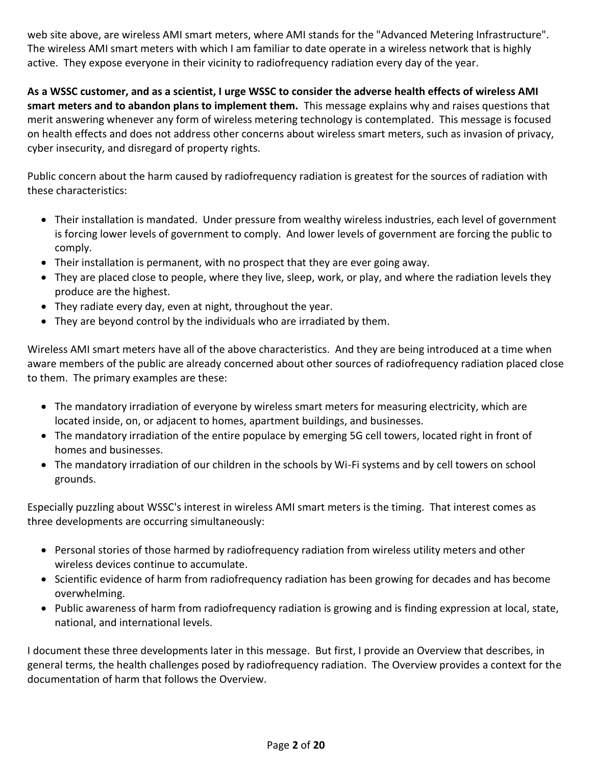web site above, are wireless AMI smart meters, where AMI stands for the "Advanced Metering Infrastructure". The wireless AMI smart meters with which I am familiar to date operate in a wireless network that is highly active. They expose everyone in their vicinity to radiofrequency radiation every day of the year.

**As a WSSC customer, and as a scientist, I urge WSSC to consider the adverse health effects of wireless AMI smart meters and to abandon plans to implement them.** This message explains why and raises questions that merit answering whenever any form of wireless metering technology is contemplated. This message is focused on health effects and does not address other concerns about wireless smart meters, such as invasion of privacy, cyber insecurity, and disregard of property rights.

Public concern about the harm caused by radiofrequency radiation is greatest for the sources of radiation with these characteristics:

- Their installation is mandated. Under pressure from wealthy wireless industries, each level of government is forcing lower levels of government to comply. And lower levels of government are forcing the public to comply.
- Their installation is permanent, with no prospect that they are ever going away.
- They are placed close to people, where they live, sleep, work, or play, and where the radiation levels they produce are the highest.
- They radiate every day, even at night, throughout the year.
- They are beyond control by the individuals who are irradiated by them.

Wireless AMI smart meters have all of the above characteristics. And they are being introduced at a time when aware members of the public are already concerned about other sources of radiofrequency radiation placed close to them. The primary examples are these:

- The mandatory irradiation of everyone by wireless smart meters for measuring electricity, which are located inside, on, or adjacent to homes, apartment buildings, and businesses.
- The mandatory irradiation of the entire populace by emerging 5G cell towers, located right in front of homes and businesses.
- The mandatory irradiation of our children in the schools by Wi-Fi systems and by cell towers on school grounds.

Especially puzzling about WSSC's interest in wireless AMI smart meters is the timing. That interest comes as three developments are occurring simultaneously:

- Personal stories of those harmed by radiofrequency radiation from wireless utility meters and other wireless devices continue to accumulate.
- Scientific evidence of harm from radiofrequency radiation has been growing for decades and has become overwhelming.
- Public awareness of harm from radiofrequency radiation is growing and is finding expression at local, state, national, and international levels.

I document these three developments later in this message. But first, I provide an Overview that describes, in general terms, the health challenges posed by radiofrequency radiation. The Overview provides a context for the documentation of harm that follows the Overview.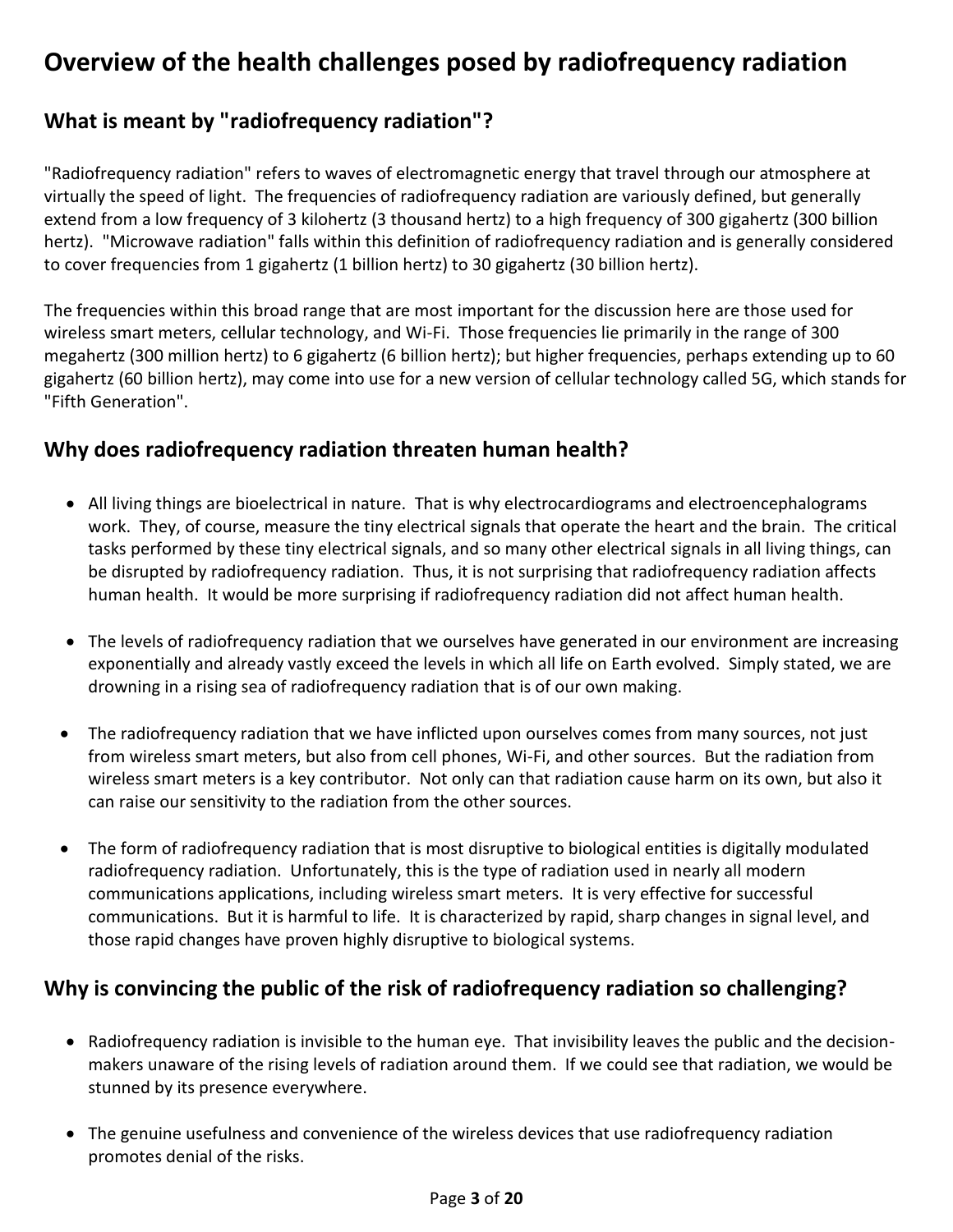# Overview of the health challenges posed by radiofrequency radiation

## What is meant by "radiofrequency radiation"?

"Radiofrequency radiation" refers to waves of electromagnetic energy that travel through our atmosphere at virtually the speed of light. The frequencies of radiofrequency radiation are variously defined, but generally extend from a low frequency of 3 kilohertz (3 thousand hertz) to a high frequency of 300 gigahertz (300 billion hertz). "Microwave radiation" falls within this definition of radiofrequency radiation and is generally considered to cover frequencies from 1 gigahertz (1 billion hertz) to 30 gigahertz (30 billion hertz).

The frequencies within this broad range that are most important for the discussion here are those used for wireless smart meters, cellular technology, and Wi-Fi. Those frequencies lie primarily in the range of 300 megahertz (300 million hertz) to 6 gigahertz (6 billion hertz); but higher frequencies, perhaps extending up to 60 gigahertz (60 billion hertz), may come into use for a new version of cellular technology called 5G, which stands for "Fifth Generation".

## Why does radiofrequency radiation threaten human health?

- All living things are bioelectrical in nature. That is why electrocardiograms and electroencephalograms work. They, of course, measure the tiny electrical signals that operate the heart and the brain. The critical tasks performed by these tiny electrical signals, and so many other electrical signals in all living things, can be disrupted by radiofrequency radiation. Thus, it is not surprising that radiofrequency radiation affects human health. It would be more surprising if radiofrequency radiation did not affect human health.

- The levels of radiofrequency radiation that we ourselves have generated in our environment are increasing exponentially and already vastly exceed the levels in which all life on Earth evolved. Simply stated, we are drowning in a rising sea of radiofrequency radiation that is of our own making.

- The radiofrequency radiation that we have inflicted upon ourselves comes from many sources, not just from wireless smart meters, but also from cell phones, Wi-Fi, and other sources. But the radiation from wireless smart meters is a key contributor. Not only can that radiation cause harm on its own, but also it can raise our sensitivity to the radiation from the other sources.

- The form of radiofrequency radiation that is most disruptive to biological entities is digitally modulated radiofrequency radiation. Unfortunately, this is the type of radiation used in nearly all modern communications applications, including wireless smart meters. It is very effective for successful communications. But it is harmful to life. It is characterized by rapid, sharp changes in signal level, and those rapid changes have proven highly disruptive to biological systems.

## Why is convincing the public of the risk of radiofrequency radiation so challenging?

- Radiofrequency radiation is invisible to the human eye. That invisibility leaves the public and the decision-makers unaware of the rising levels of radiation around them. If we could see that radiation, we would be stunned by its presence everywhere.

- The genuine usefulness and convenience of the wireless devices that use radiofrequency radiation promotes denial of the risks.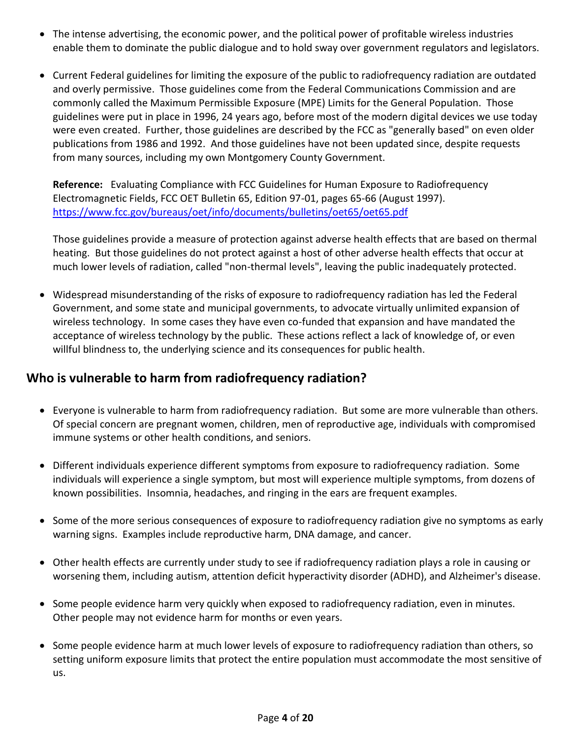- The intense advertising, the economic power, and the political power of profitable wireless industries enable them to dominate the public dialogue and to hold sway over government regulators and legislators.

- Current Federal guidelines for limiting the exposure of the public to radiofrequency radiation are outdated and overly permissive. Those guidelines come from the Federal Communications Commission and are commonly called the Maximum Permissible Exposure (MPE) Limits for the General Population. Those guidelines were put in place in 1996, 24 years ago, before most of the modern digital devices we use today were even created. Further, those guidelines are described by the FCC as "generally based" on even older publications from 1986 and 1992. And those guidelines have not been updated since, despite requests from many sources, including my own Montgomery County Government.

  **Reference:** Evaluating Compliance with FCC Guidelines for Human Exposure to Radiofrequency Electromagnetic Fields, FCC OET Bulletin 65, Edition 97-01, pages 65-66 (August 1997). https://www.fcc.gov/bureaus/oet/info/documents/bulletins/oet65/oet65.pdf

  Those guidelines provide a measure of protection against adverse health effects that are based on thermal heating. But those guidelines do not protect against a host of other adverse health effects that occur at much lower levels of radiation, called "non-thermal levels", leaving the public inadequately protected.

- Widespread misunderstanding of the risks of exposure to radiofrequency radiation has led the Federal Government, and some state and municipal governments, to advocate virtually unlimited expansion of wireless technology. In some cases they have even co-funded that expansion and have mandated the acceptance of wireless technology by the public. These actions reflect a lack of knowledge of, or even willful blindness to, the underlying science and its consequences for public health.

## Who is vulnerable to harm from radiofrequency radiation?

- Everyone is vulnerable to harm from radiofrequency radiation. But some are more vulnerable than others. Of special concern are pregnant women, children, men of reproductive age, individuals with compromised immune systems or other health conditions, and seniors.

- Different individuals experience different symptoms from exposure to radiofrequency radiation. Some individuals will experience a single symptom, but most will experience multiple symptoms, from dozens of known possibilities. Insomnia, headaches, and ringing in the ears are frequent examples.

- Some of the more serious consequences of exposure to radiofrequency radiation give no symptoms as early warning signs. Examples include reproductive harm, DNA damage, and cancer.

- Other health effects are currently under study to see if radiofrequency radiation plays a role in causing or worsening them, including autism, attention deficit hyperactivity disorder (ADHD), and Alzheimer's disease.

- Some people evidence harm very quickly when exposed to radiofrequency radiation, even in minutes. Other people may not evidence harm for months or even years.

- Some people evidence harm at much lower levels of exposure to radiofrequency radiation than others, so setting uniform exposure limits that protect the entire population must accommodate the most sensitive of us.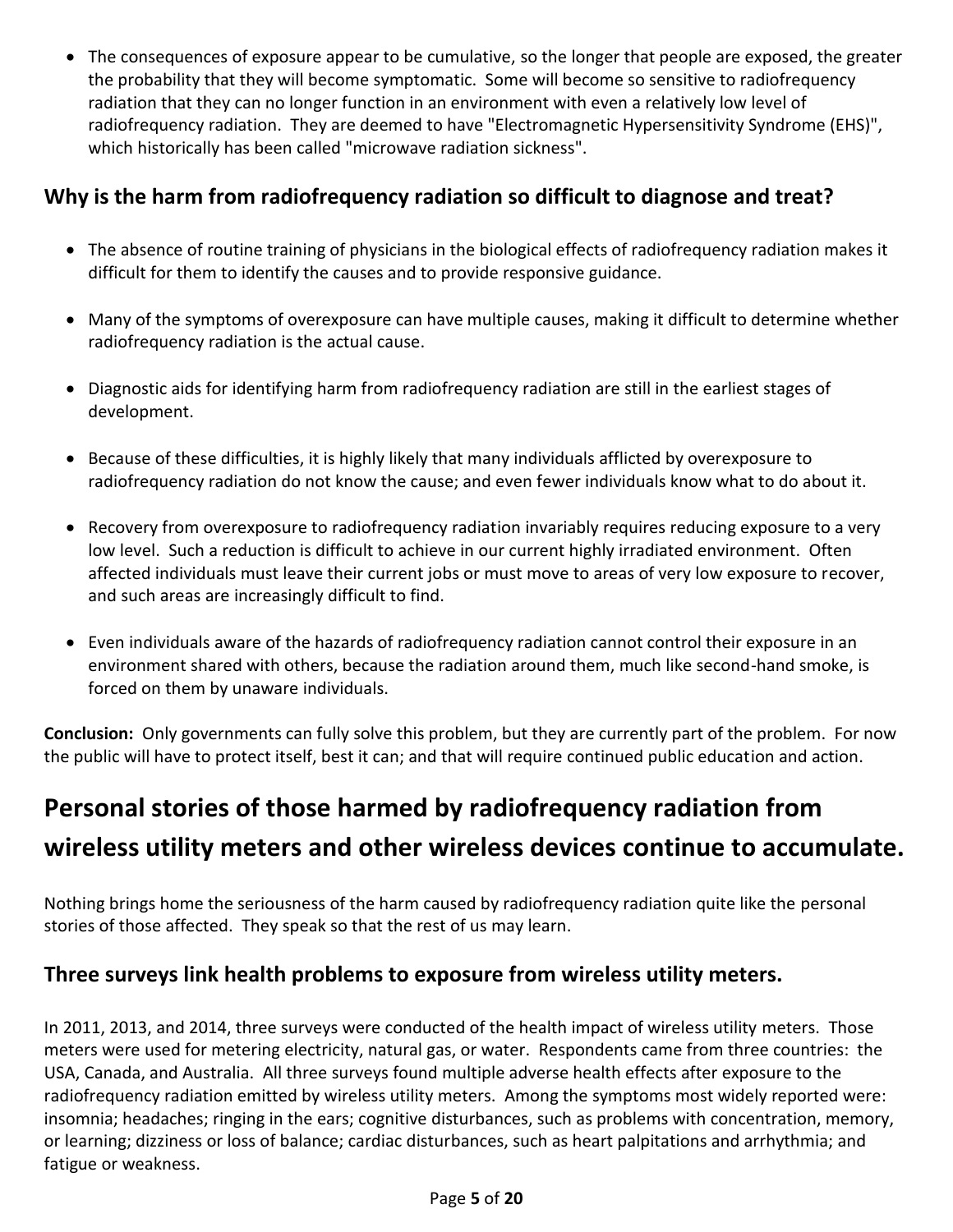- The consequences of exposure appear to be cumulative, so the longer that people are exposed, the greater the probability that they will become symptomatic. Some will become so sensitive to radiofrequency radiation that they can no longer function in an environment with even a relatively low level of radiofrequency radiation. They are deemed to have "Electromagnetic Hypersensitivity Syndrome (EHS)", which historically has been called "microwave radiation sickness".

### Why is the harm from radiofrequency radiation so difficult to diagnose and treat?

- The absence of routine training of physicians in the biological effects of radiofrequency radiation makes it difficult for them to identify the causes and to provide responsive guidance.
- Many of the symptoms of overexposure can have multiple causes, making it difficult to determine whether radiofrequency radiation is the actual cause.
- Diagnostic aids for identifying harm from radiofrequency radiation are still in the earliest stages of development.
- Because of these difficulties, it is highly likely that many individuals afflicted by overexposure to radiofrequency radiation do not know the cause; and even fewer individuals know what to do about it.
- Recovery from overexposure to radiofrequency radiation invariably requires reducing exposure to a very low level. Such a reduction is difficult to achieve in our current highly irradiated environment. Often affected individuals must leave their current jobs or must move to areas of very low exposure to recover, and such areas are increasingly difficult to find.
- Even individuals aware of the hazards of radiofrequency radiation cannot control their exposure in an environment shared with others, because the radiation around them, much like second-hand smoke, is forced on them by unaware individuals.

**Conclusion:** Only governments can fully solve this problem, but they are currently part of the problem. For now the public will have to protect itself, best it can; and that will require continued public education and action.

## Personal stories of those harmed by radiofrequency radiation from wireless utility meters and other wireless devices continue to accumulate.

Nothing brings home the seriousness of the harm caused by radiofrequency radiation quite like the personal stories of those affected. They speak so that the rest of us may learn.

### Three surveys link health problems to exposure from wireless utility meters.

In 2011, 2013, and 2014, three surveys were conducted of the health impact of wireless utility meters. Those meters were used for metering electricity, natural gas, or water. Respondents came from three countries: the USA, Canada, and Australia. All three surveys found multiple adverse health effects after exposure to the radiofrequency radiation emitted by wireless utility meters. Among the symptoms most widely reported were: insomnia; headaches; ringing in the ears; cognitive disturbances, such as problems with concentration, memory, or learning; dizziness or loss of balance; cardiac disturbances, such as heart palpitations and arrhythmia; and fatigue or weakness.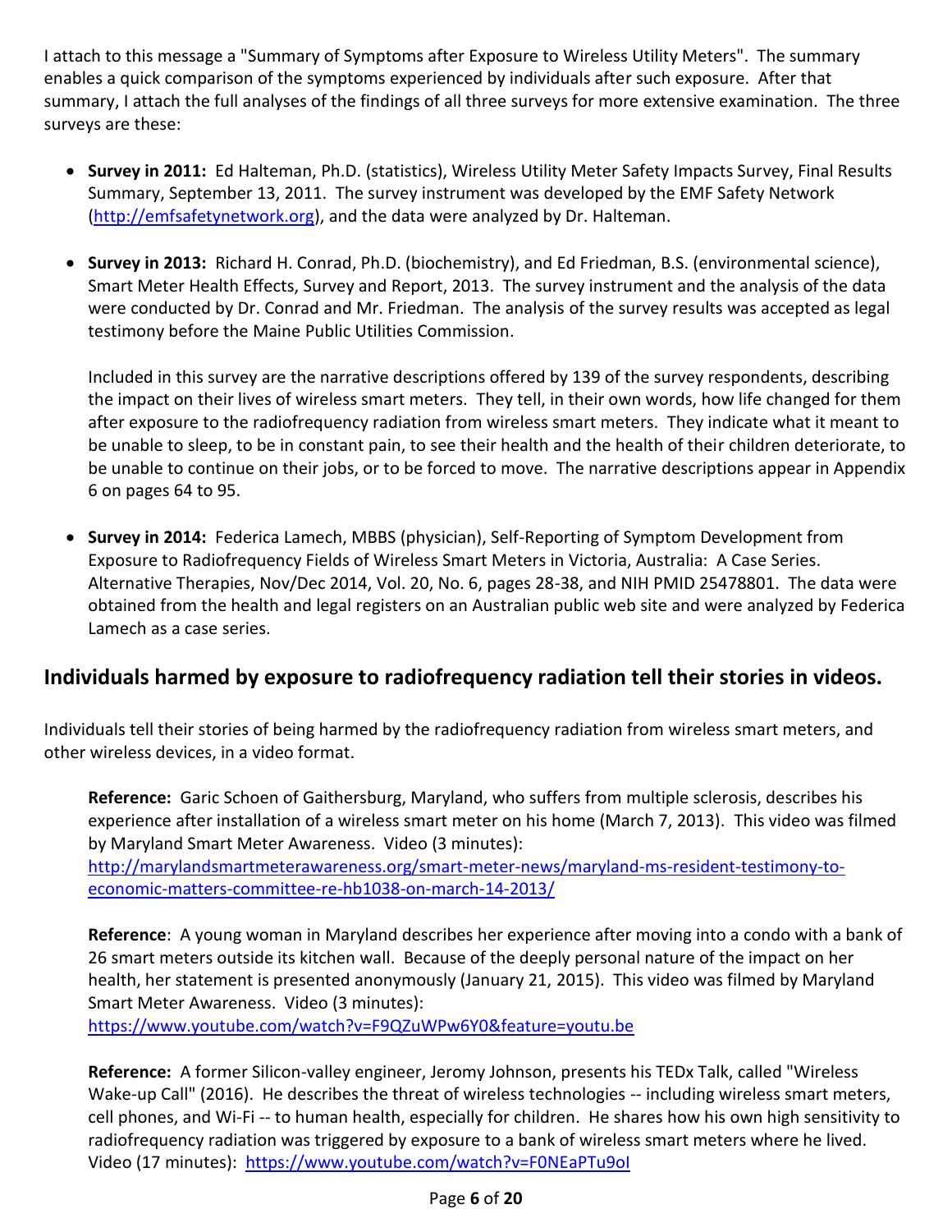I attach to this message a "Summary of Symptoms after Exposure to Wireless Utility Meters". The summary enables a quick comparison of the symptoms experienced by individuals after such exposure. After that summary, I attach the full analyses of the findings of all three surveys for more extensive examination. The three surveys are these:

- **Survey in 2011:** Ed Halteman, Ph.D. (statistics), Wireless Utility Meter Safety Impacts Survey, Final Results Summary, September 13, 2011. The survey instrument was developed by the EMF Safety Network (http://emfsafetynetwork.org), and the data were analyzed by Dr. Halteman.

- **Survey in 2013:** Richard H. Conrad, Ph.D. (biochemistry), and Ed Friedman, B.S. (environmental science), Smart Meter Health Effects, Survey and Report, 2013. The survey instrument and the analysis of the data were conducted by Dr. Conrad and Mr. Friedman. The analysis of the survey results was accepted as legal testimony before the Maine Public Utilities Commission.

  Included in this survey are the narrative descriptions offered by 139 of the survey respondents, describing the impact on their lives of wireless smart meters. They tell, in their own words, how life changed for them after exposure to the radiofrequency radiation from wireless smart meters. They indicate what it meant to be unable to sleep, to be in constant pain, to see their health and the health of their children deteriorate, to be unable to continue on their jobs, or to be forced to move. The narrative descriptions appear in Appendix 6 on pages 64 to 95.

- **Survey in 2014:** Federica Lamech, MBBS (physician), Self-Reporting of Symptom Development from Exposure to Radiofrequency Fields of Wireless Smart Meters in Victoria, Australia: A Case Series. Alternative Therapies, Nov/Dec 2014, Vol. 20, No. 6, pages 28-38, and NIH PMID 25478801. The data were obtained from the health and legal registers on an Australian public web site and were analyzed by Federica Lamech as a case series.

## Individuals harmed by exposure to radiofrequency radiation tell their stories in videos.

Individuals tell their stories of being harmed by the radiofrequency radiation from wireless smart meters, and other wireless devices, in a video format.

> **Reference:** Garic Schoen of Gaithersburg, Maryland, who suffers from multiple sclerosis, describes his experience after installation of a wireless smart meter on his home (March 7, 2013). This video was filmed by Maryland Smart Meter Awareness. Video (3 minutes): http://marylandsmartmeterawareness.org/smart-meter-news/maryland-ms-resident-testimony-to-economic-matters-committee-re-hb1038-on-march-14-2013/
>
> **Reference**: A young woman in Maryland describes her experience after moving into a condo with a bank of 26 smart meters outside its kitchen wall. Because of the deeply personal nature of the impact on her health, her statement is presented anonymously (January 21, 2015). This video was filmed by Maryland Smart Meter Awareness. Video (3 minutes): https://www.youtube.com/watch?v=F9QZuWPw6Y0&feature=youtu.be
>
> **Reference:** A former Silicon-valley engineer, Jeromy Johnson, presents his TEDx Talk, called "Wireless Wake-up Call" (2016). He describes the threat of wireless technologies -- including wireless smart meters, cell phones, and Wi-Fi -- to human health, especially for children. He shares how his own high sensitivity to radiofrequency radiation was triggered by exposure to a bank of wireless smart meters where he lived. Video (17 minutes): https://www.youtube.com/watch?v=F0NEaPTu9oI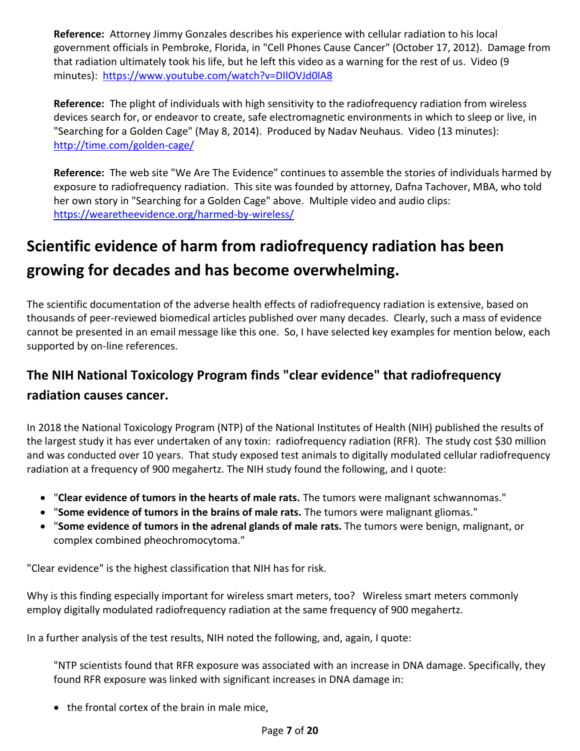**Reference:** Attorney Jimmy Gonzales describes his experience with cellular radiation to his local government officials in Pembroke, Florida, in "Cell Phones Cause Cancer" (October 17, 2012). Damage from that radiation ultimately took his life, but he left this video as a warning for the rest of us. Video (9 minutes): https://www.youtube.com/watch?v=DIlOVJd0lA8

**Reference:** The plight of individuals with high sensitivity to the radiofrequency radiation from wireless devices search for, or endeavor to create, safe electromagnetic environments in which to sleep or live, in "Searching for a Golden Cage" (May 8, 2014). Produced by Nadav Neuhaus. Video (13 minutes): http://time.com/golden-cage/

**Reference:** The web site "We Are The Evidence" continues to assemble the stories of individuals harmed by exposure to radiofrequency radiation. This site was founded by attorney, Dafna Tachover, MBA, who told her own story in "Searching for a Golden Cage" above. Multiple video and audio clips: https://wearetheevidence.org/harmed-by-wireless/

## Scientific evidence of harm from radiofrequency radiation has been growing for decades and has become overwhelming.

The scientific documentation of the adverse health effects of radiofrequency radiation is extensive, based on thousands of peer-reviewed biomedical articles published over many decades. Clearly, such a mass of evidence cannot be presented in an email message like this one. So, I have selected key examples for mention below, each supported by on-line references.

### The NIH National Toxicology Program finds "clear evidence" that radiofrequency radiation causes cancer.

In 2018 the National Toxicology Program (NTP) of the National Institutes of Health (NIH) published the results of the largest study it has ever undertaken of any toxin: radiofrequency radiation (RFR). The study cost $30 million and was conducted over 10 years. That study exposed test animals to digitally modulated cellular radiofrequency radiation at a frequency of 900 megahertz. The NIH study found the following, and I quote:

- "**Clear evidence of tumors in the hearts of male rats.** The tumors were malignant schwannomas."
- "**Some evidence of tumors in the brains of male rats.** The tumors were malignant gliomas."
- "**Some evidence of tumors in the adrenal glands of male rats.** The tumors were benign, malignant, or complex combined pheochromocytoma."

"Clear evidence" is the highest classification that NIH has for risk.

Why is this finding especially important for wireless smart meters, too? Wireless smart meters commonly employ digitally modulated radiofrequency radiation at the same frequency of 900 megahertz.

In a further analysis of the test results, NIH noted the following, and, again, I quote:

"NTP scientists found that RFR exposure was associated with an increase in DNA damage. Specifically, they found RFR exposure was linked with significant increases in DNA damage in:

- the frontal cortex of the brain in male mice,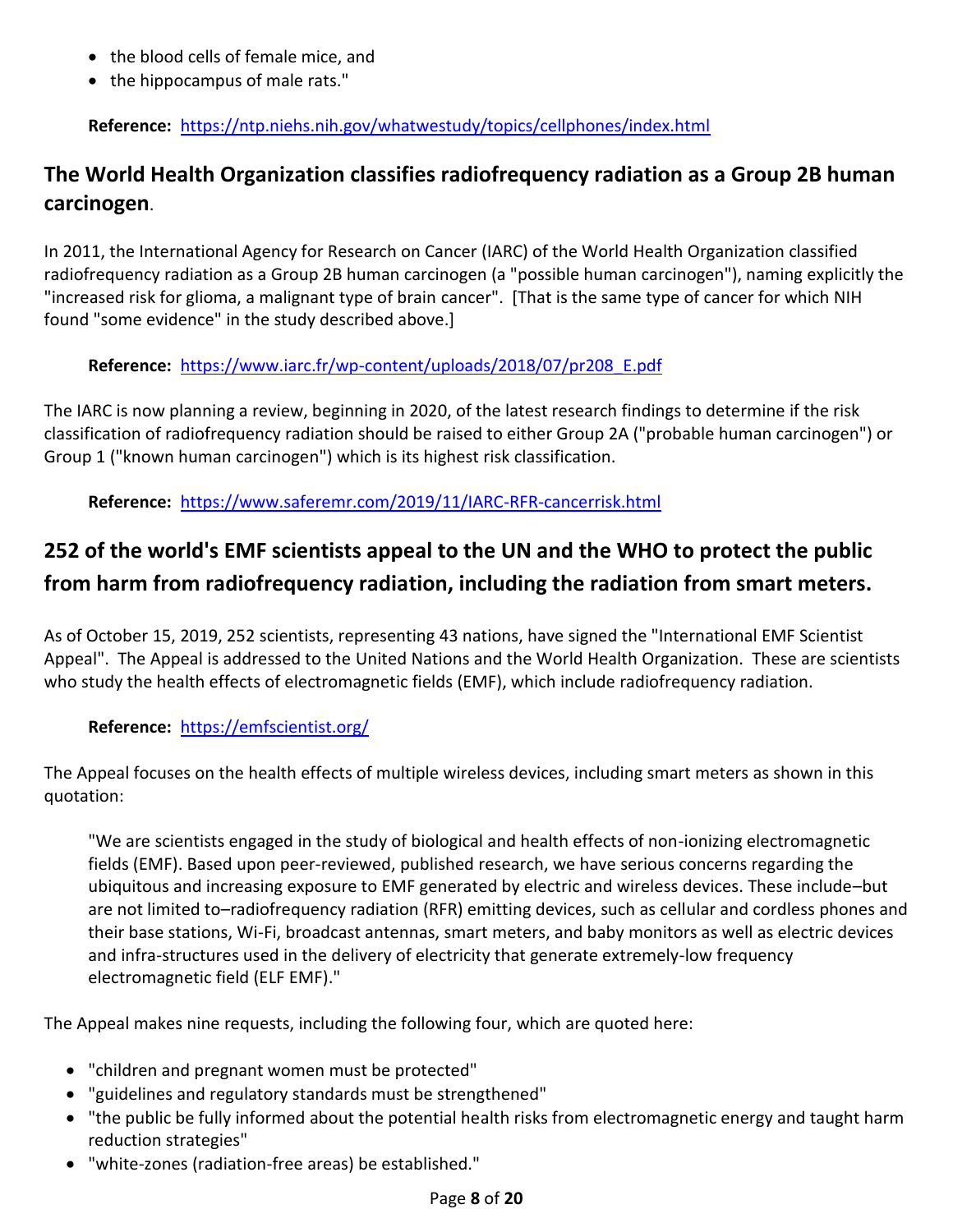- the blood cells of female mice, and
- the hippocampus of male rats."

**Reference:** https://ntp.niehs.nih.gov/whatwestudy/topics/cellphones/index.html

## **The World Health Organization classifies radiofrequency radiation as a Group 2B human carcinogen**.

In 2011, the International Agency for Research on Cancer (IARC) of the World Health Organization classified radiofrequency radiation as a Group 2B human carcinogen (a "possible human carcinogen"), naming explicitly the "increased risk for glioma, a malignant type of brain cancer". [That is the same type of cancer for which NIH found "some evidence" in the study described above.]

**Reference:** https://www.iarc.fr/wp-content/uploads/2018/07/pr208_E.pdf

The IARC is now planning a review, beginning in 2020, of the latest research findings to determine if the risk classification of radiofrequency radiation should be raised to either Group 2A ("probable human carcinogen") or Group 1 ("known human carcinogen") which is its highest risk classification.

**Reference:** https://www.saferemr.com/2019/11/IARC-RFR-cancerrisk.html

## **252 of the world's EMF scientists appeal to the UN and the WHO to protect the public from harm from radiofrequency radiation, including the radiation from smart meters.**

As of October 15, 2019, 252 scientists, representing 43 nations, have signed the "International EMF Scientist Appeal". The Appeal is addressed to the United Nations and the World Health Organization. These are scientists who study the health effects of electromagnetic fields (EMF), which include radiofrequency radiation.

**Reference:** https://emfscientist.org/

The Appeal focuses on the health effects of multiple wireless devices, including smart meters as shown in this quotation:

> "We are scientists engaged in the study of biological and health effects of non-ionizing electromagnetic fields (EMF). Based upon peer-reviewed, published research, we have serious concerns regarding the ubiquitous and increasing exposure to EMF generated by electric and wireless devices. These include–but are not limited to–radiofrequency radiation (RFR) emitting devices, such as cellular and cordless phones and their base stations, Wi-Fi, broadcast antennas, smart meters, and baby monitors as well as electric devices and infra-structures used in the delivery of electricity that generate extremely-low frequency electromagnetic field (ELF EMF)."

The Appeal makes nine requests, including the following four, which are quoted here:

- "children and pregnant women must be protected"
- "guidelines and regulatory standards must be strengthened"
- "the public be fully informed about the potential health risks from electromagnetic energy and taught harm reduction strategies"
- "white-zones (radiation-free areas) be established."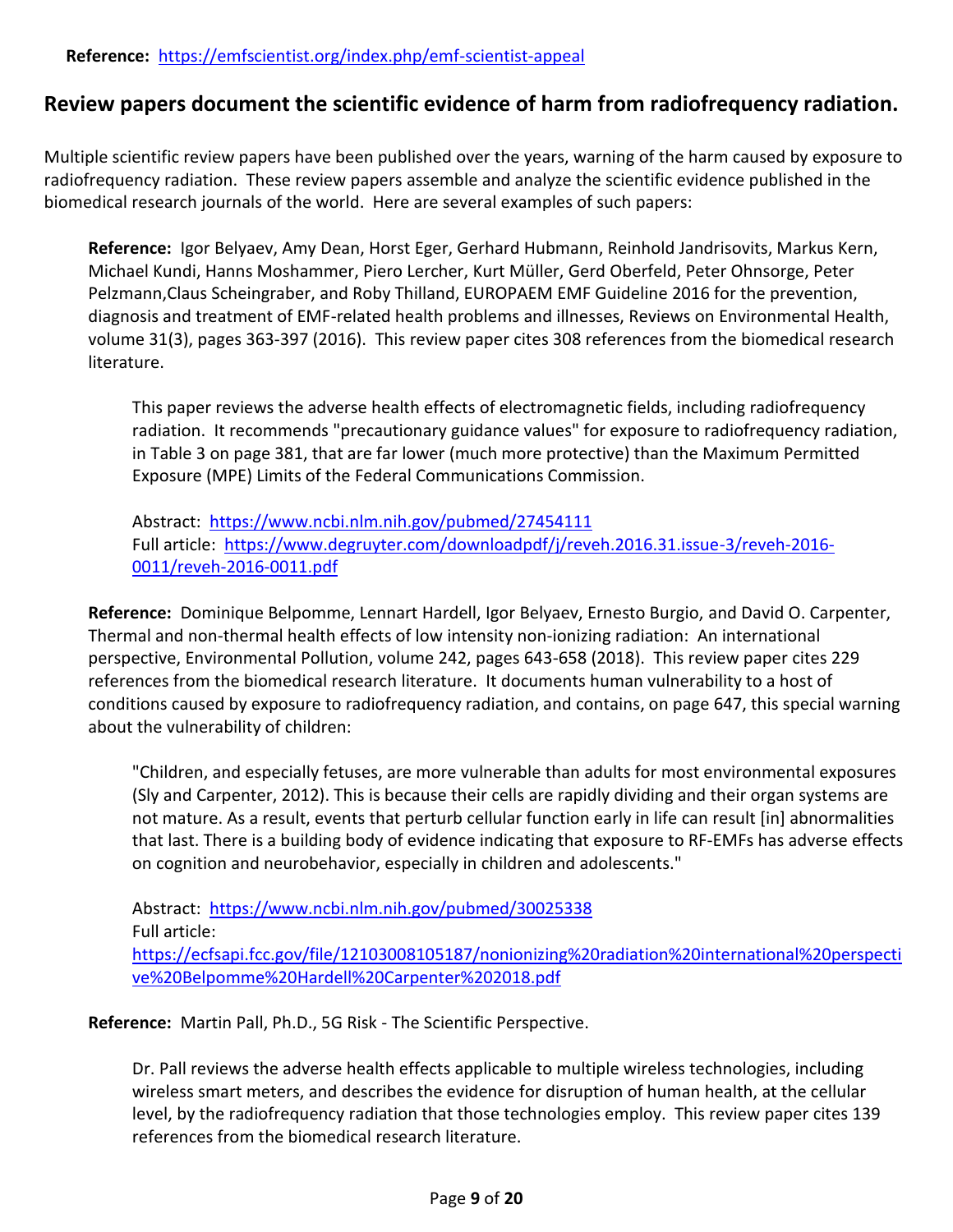**Reference:** https://emfscientist.org/index.php/emf-scientist-appeal

## Review papers document the scientific evidence of harm from radiofrequency radiation.

Multiple scientific review papers have been published over the years, warning of the harm caused by exposure to radiofrequency radiation. These review papers assemble and analyze the scientific evidence published in the biomedical research journals of the world. Here are several examples of such papers:

**Reference:** Igor Belyaev, Amy Dean, Horst Eger, Gerhard Hubmann, Reinhold Jandrisovits, Markus Kern, Michael Kundi, Hanns Moshammer, Piero Lercher, Kurt Müller, Gerd Oberfeld, Peter Ohnsorge, Peter Pelzmann,Claus Scheingraber, and Roby Thilland, EUROPAEM EMF Guideline 2016 for the prevention, diagnosis and treatment of EMF-related health problems and illnesses, Reviews on Environmental Health, volume 31(3), pages 363-397 (2016). This review paper cites 308 references from the biomedical research literature.

> This paper reviews the adverse health effects of electromagnetic fields, including radiofrequency radiation. It recommends "precautionary guidance values" for exposure to radiofrequency radiation, in Table 3 on page 381, that are far lower (much more protective) than the Maximum Permitted Exposure (MPE) Limits of the Federal Communications Commission.
>
> Abstract: https://www.ncbi.nlm.nih.gov/pubmed/27454111
> Full article: https://www.degruyter.com/downloadpdf/j/reveh.2016.31.issue-3/reveh-2016-0011/reveh-2016-0011.pdf

**Reference:** Dominique Belpomme, Lennart Hardell, Igor Belyaev, Ernesto Burgio, and David O. Carpenter, Thermal and non-thermal health effects of low intensity non-ionizing radiation: An international perspective, Environmental Pollution, volume 242, pages 643-658 (2018). This review paper cites 229 references from the biomedical research literature. It documents human vulnerability to a host of conditions caused by exposure to radiofrequency radiation, and contains, on page 647, this special warning about the vulnerability of children:

> "Children, and especially fetuses, are more vulnerable than adults for most environmental exposures (Sly and Carpenter, 2012). This is because their cells are rapidly dividing and their organ systems are not mature. As a result, events that perturb cellular function early in life can result [in] abnormalities that last. There is a building body of evidence indicating that exposure to RF-EMFs has adverse effects on cognition and neurobehavior, especially in children and adolescents."
>
> Abstract: https://www.ncbi.nlm.nih.gov/pubmed/30025338
> Full article: https://ecfsapi.fcc.gov/file/12103008105187/nonionizing%20radiation%20international%20perspective%20Belpomme%20Hardell%20Carpenter%202018.pdf

**Reference:** Martin Pall, Ph.D., 5G Risk - The Scientific Perspective.

> Dr. Pall reviews the adverse health effects applicable to multiple wireless technologies, including wireless smart meters, and describes the evidence for disruption of human health, at the cellular level, by the radiofrequency radiation that those technologies employ. This review paper cites 139 references from the biomedical research literature.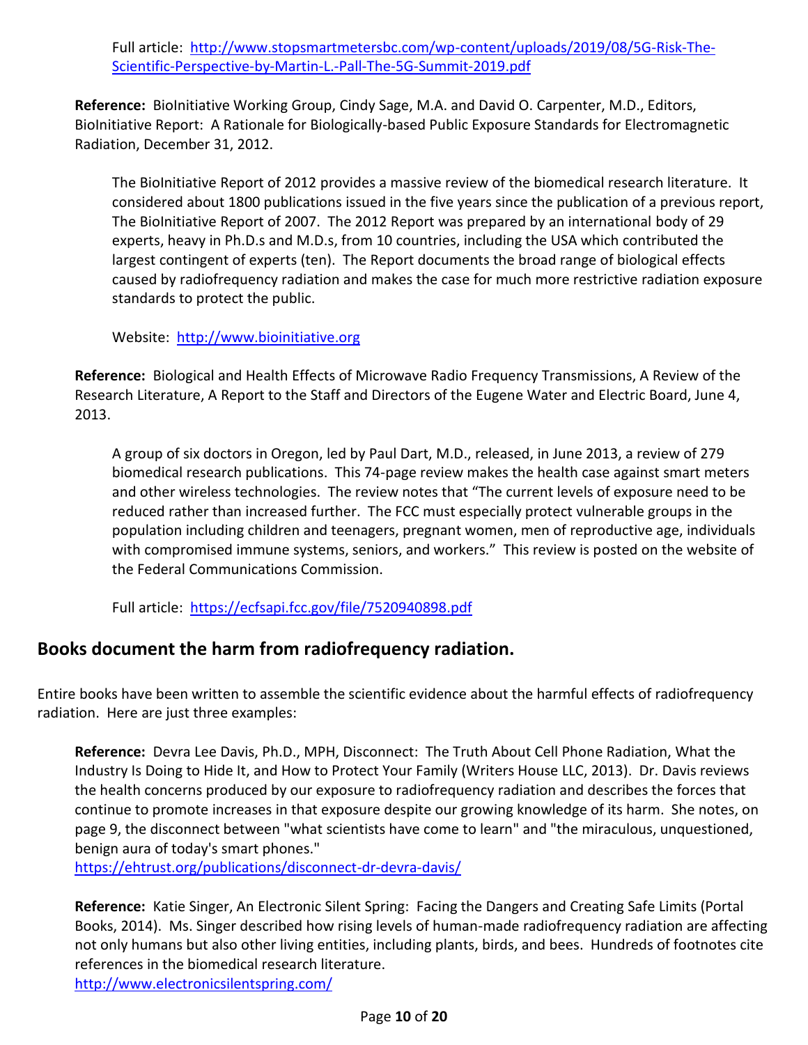Full article: http://www.stopsmartmetersbc.com/wp-content/uploads/2019/08/5G-Risk-The-Scientific-Perspective-by-Martin-L.-Pall-The-5G-Summit-2019.pdf

**Reference:** BioInitiative Working Group, Cindy Sage, M.A. and David O. Carpenter, M.D., Editors, BioInitiative Report: A Rationale for Biologically-based Public Exposure Standards for Electromagnetic Radiation, December 31, 2012.

The BioInitiative Report of 2012 provides a massive review of the biomedical research literature. It considered about 1800 publications issued in the five years since the publication of a previous report, The BioInitiative Report of 2007. The 2012 Report was prepared by an international body of 29 experts, heavy in Ph.D.s and M.D.s, from 10 countries, including the USA which contributed the largest contingent of experts (ten). The Report documents the broad range of biological effects caused by radiofrequency radiation and makes the case for much more restrictive radiation exposure standards to protect the public.

Website: http://www.bioinitiative.org

**Reference:** Biological and Health Effects of Microwave Radio Frequency Transmissions, A Review of the Research Literature, A Report to the Staff and Directors of the Eugene Water and Electric Board, June 4, 2013.

A group of six doctors in Oregon, led by Paul Dart, M.D., released, in June 2013, a review of 279 biomedical research publications. This 74-page review makes the health case against smart meters and other wireless technologies. The review notes that "The current levels of exposure need to be reduced rather than increased further. The FCC must especially protect vulnerable groups in the population including children and teenagers, pregnant women, men of reproductive age, individuals with compromised immune systems, seniors, and workers." This review is posted on the website of the Federal Communications Commission.

Full article: https://ecfsapi.fcc.gov/file/7520940898.pdf

## Books document the harm from radiofrequency radiation.

Entire books have been written to assemble the scientific evidence about the harmful effects of radiofrequency radiation. Here are just three examples:

**Reference:** Devra Lee Davis, Ph.D., MPH, Disconnect: The Truth About Cell Phone Radiation, What the Industry Is Doing to Hide It, and How to Protect Your Family (Writers House LLC, 2013). Dr. Davis reviews the health concerns produced by our exposure to radiofrequency radiation and describes the forces that continue to promote increases in that exposure despite our growing knowledge of its harm. She notes, on page 9, the disconnect between "what scientists have come to learn" and "the miraculous, unquestioned, benign aura of today's smart phones."
https://ehtrust.org/publications/disconnect-dr-devra-davis/

**Reference:** Katie Singer, An Electronic Silent Spring: Facing the Dangers and Creating Safe Limits (Portal Books, 2014). Ms. Singer described how rising levels of human-made radiofrequency radiation are affecting not only humans but also other living entities, including plants, birds, and bees. Hundreds of footnotes cite references in the biomedical research literature.
http://www.electronicsilentspring.com/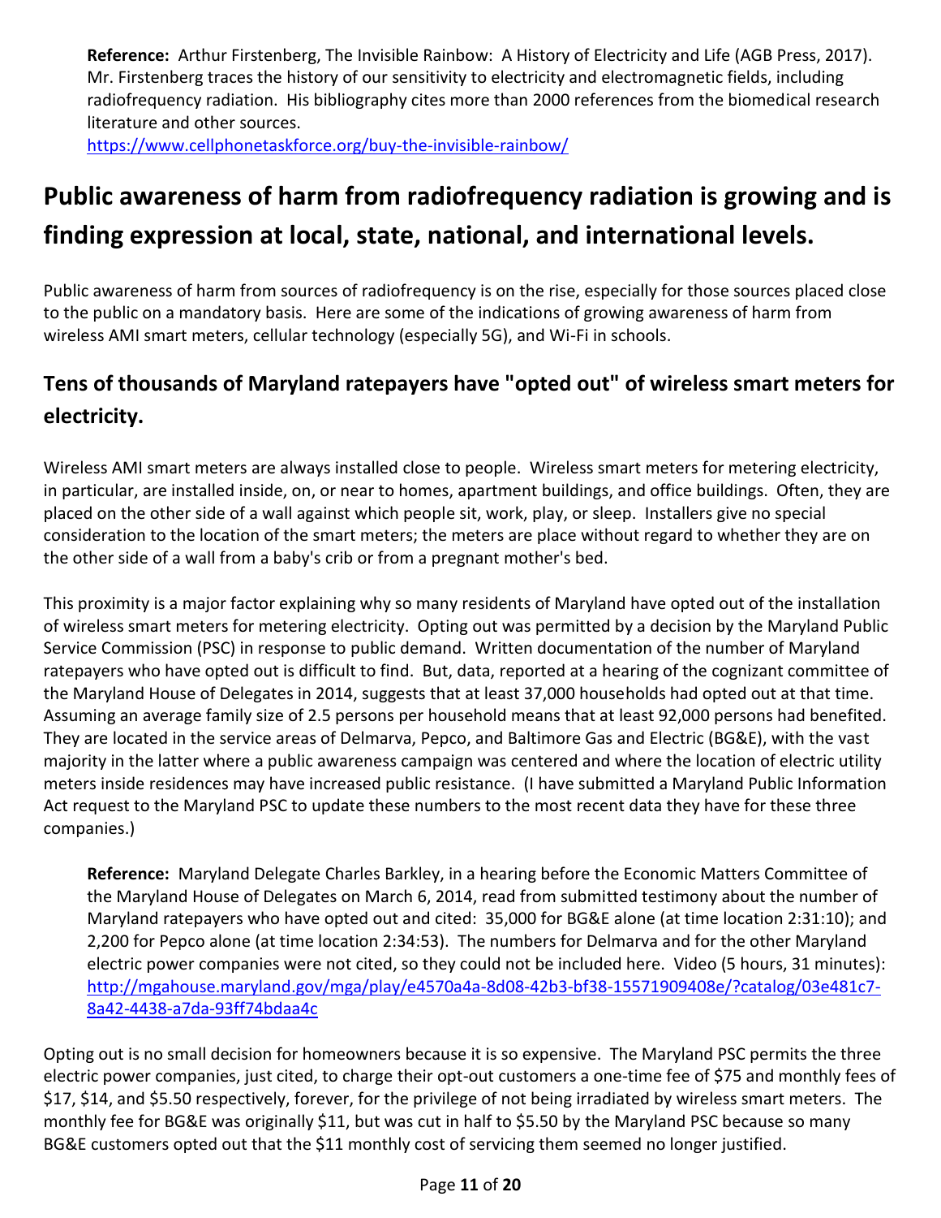**Reference:** Arthur Firstenberg, The Invisible Rainbow: A History of Electricity and Life (AGB Press, 2017). Mr. Firstenberg traces the history of our sensitivity to electricity and electromagnetic fields, including radiofrequency radiation. His bibliography cites more than 2000 references from the biomedical research literature and other sources.
https://www.cellphonetaskforce.org/buy-the-invisible-rainbow/

# Public awareness of harm from radiofrequency radiation is growing and is finding expression at local, state, national, and international levels.

Public awareness of harm from sources of radiofrequency is on the rise, especially for those sources placed close to the public on a mandatory basis. Here are some of the indications of growing awareness of harm from wireless AMI smart meters, cellular technology (especially 5G), and Wi-Fi in schools.

## Tens of thousands of Maryland ratepayers have "opted out" of wireless smart meters for electricity.

Wireless AMI smart meters are always installed close to people. Wireless smart meters for metering electricity, in particular, are installed inside, on, or near to homes, apartment buildings, and office buildings. Often, they are placed on the other side of a wall against which people sit, work, play, or sleep. Installers give no special consideration to the location of the smart meters; the meters are place without regard to whether they are on the other side of a wall from a baby's crib or from a pregnant mother's bed.

This proximity is a major factor explaining why so many residents of Maryland have opted out of the installation of wireless smart meters for metering electricity. Opting out was permitted by a decision by the Maryland Public Service Commission (PSC) in response to public demand. Written documentation of the number of Maryland ratepayers who have opted out is difficult to find. But, data, reported at a hearing of the cognizant committee of the Maryland House of Delegates in 2014, suggests that at least 37,000 households had opted out at that time. Assuming an average family size of 2.5 persons per household means that at least 92,000 persons had benefited. They are located in the service areas of Delmarva, Pepco, and Baltimore Gas and Electric (BG&E), with the vast majority in the latter where a public awareness campaign was centered and where the location of electric utility meters inside residences may have increased public resistance. (I have submitted a Maryland Public Information Act request to the Maryland PSC to update these numbers to the most recent data they have for these three companies.)

**Reference:** Maryland Delegate Charles Barkley, in a hearing before the Economic Matters Committee of the Maryland House of Delegates on March 6, 2014, read from submitted testimony about the number of Maryland ratepayers who have opted out and cited: 35,000 for BG&E alone (at time location 2:31:10); and 2,200 for Pepco alone (at time location 2:34:53). The numbers for Delmarva and for the other Maryland electric power companies were not cited, so they could not be included here. Video (5 hours, 31 minutes):
http://mgahouse.maryland.gov/mga/play/e4570a4a-8d08-42b3-bf38-15571909408e/?catalog/03e481c7-8a42-4438-a7da-93ff74bdaa4c

Opting out is no small decision for homeowners because it is so expensive. The Maryland PSC permits the three electric power companies, just cited, to charge their opt-out customers a one-time fee of $75 and monthly fees of $17, $14, and $5.50 respectively, forever, for the privilege of not being irradiated by wireless smart meters. The monthly fee for BG&E was originally $11, but was cut in half to $5.50 by the Maryland PSC because so many BG&E customers opted out that the $11 monthly cost of servicing them seemed no longer justified.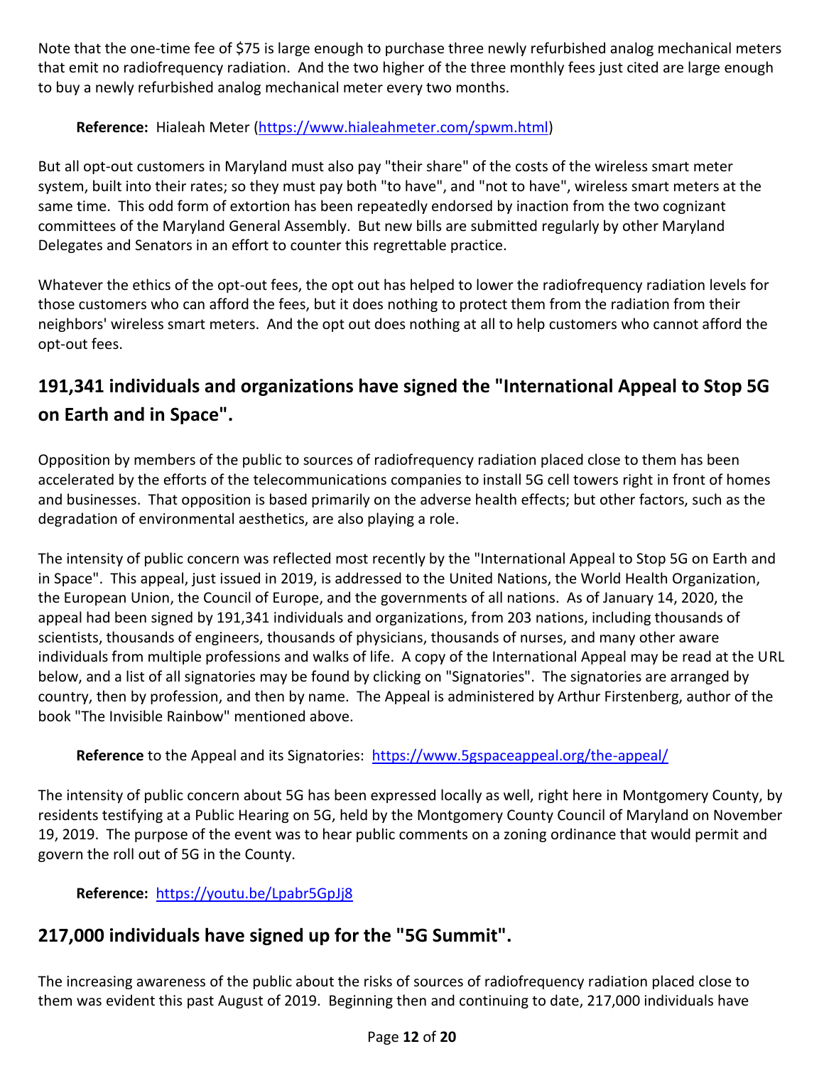Note that the one-time fee of $75 is large enough to purchase three newly refurbished analog mechanical meters that emit no radiofrequency radiation. And the two higher of the three monthly fees just cited are large enough to buy a newly refurbished analog mechanical meter every two months.

**Reference:** Hialeah Meter (https://www.hialeahmeter.com/spwm.html)

But all opt-out customers in Maryland must also pay "their share" of the costs of the wireless smart meter system, built into their rates; so they must pay both "to have", and "not to have", wireless smart meters at the same time. This odd form of extortion has been repeatedly endorsed by inaction from the two cognizant committees of the Maryland General Assembly. But new bills are submitted regularly by other Maryland Delegates and Senators in an effort to counter this regrettable practice.

Whatever the ethics of the opt-out fees, the opt out has helped to lower the radiofrequency radiation levels for those customers who can afford the fees, but it does nothing to protect them from the radiation from their neighbors' wireless smart meters. And the opt out does nothing at all to help customers who cannot afford the opt-out fees.

## 191,341 individuals and organizations have signed the "International Appeal to Stop 5G on Earth and in Space".

Opposition by members of the public to sources of radiofrequency radiation placed close to them has been accelerated by the efforts of the telecommunications companies to install 5G cell towers right in front of homes and businesses. That opposition is based primarily on the adverse health effects; but other factors, such as the degradation of environmental aesthetics, are also playing a role.

The intensity of public concern was reflected most recently by the "International Appeal to Stop 5G on Earth and in Space". This appeal, just issued in 2019, is addressed to the United Nations, the World Health Organization, the European Union, the Council of Europe, and the governments of all nations. As of January 14, 2020, the appeal had been signed by 191,341 individuals and organizations, from 203 nations, including thousands of scientists, thousands of engineers, thousands of physicians, thousands of nurses, and many other aware individuals from multiple professions and walks of life. A copy of the International Appeal may be read at the URL below, and a list of all signatories may be found by clicking on "Signatories". The signatories are arranged by country, then by profession, and then by name. The Appeal is administered by Arthur Firstenberg, author of the book "The Invisible Rainbow" mentioned above.

**Reference** to the Appeal and its Signatories: https://www.5gspaceappeal.org/the-appeal/

The intensity of public concern about 5G has been expressed locally as well, right here in Montgomery County, by residents testifying at a Public Hearing on 5G, held by the Montgomery County Council of Maryland on November 19, 2019. The purpose of the event was to hear public comments on a zoning ordinance that would permit and govern the roll out of 5G in the County.

**Reference:** https://youtu.be/Lpabr5GpJj8

## 217,000 individuals have signed up for the "5G Summit".

The increasing awareness of the public about the risks of sources of radiofrequency radiation placed close to them was evident this past August of 2019. Beginning then and continuing to date, 217,000 individuals have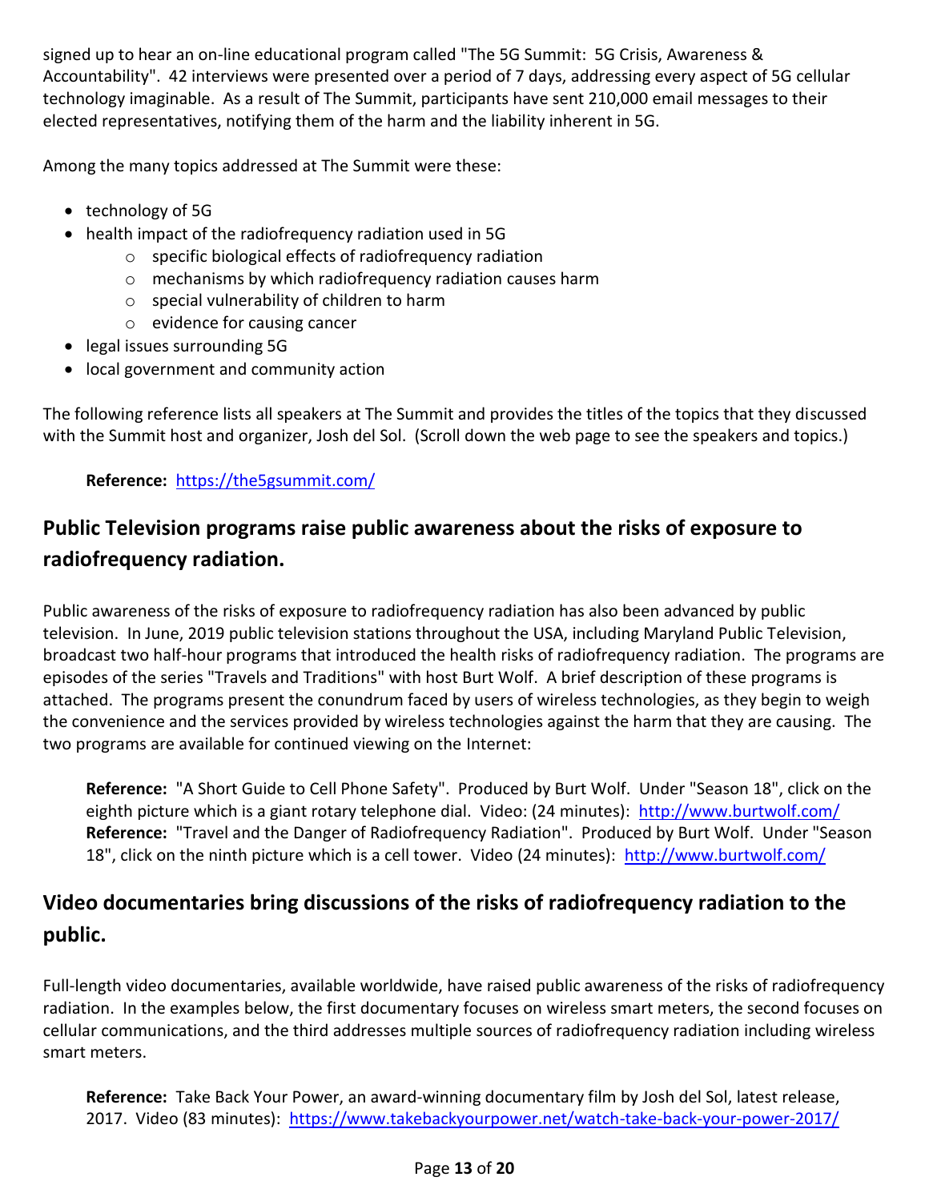signed up to hear an on-line educational program called "The 5G Summit: 5G Crisis, Awareness & Accountability". 42 interviews were presented over a period of 7 days, addressing every aspect of 5G cellular technology imaginable. As a result of The Summit, participants have sent 210,000 email messages to their elected representatives, notifying them of the harm and the liability inherent in 5G.

Among the many topics addressed at The Summit were these:

- technology of 5G
- health impact of the radiofrequency radiation used in 5G
  - specific biological effects of radiofrequency radiation
  - mechanisms by which radiofrequency radiation causes harm
  - special vulnerability of children to harm
  - evidence for causing cancer
- legal issues surrounding 5G
- local government and community action

The following reference lists all speakers at The Summit and provides the titles of the topics that they discussed with the Summit host and organizer, Josh del Sol. (Scroll down the web page to see the speakers and topics.)

> **Reference:** https://the5gsummit.com/

## Public Television programs raise public awareness about the risks of exposure to radiofrequency radiation.

Public awareness of the risks of exposure to radiofrequency radiation has also been advanced by public television. In June, 2019 public television stations throughout the USA, including Maryland Public Television, broadcast two half-hour programs that introduced the health risks of radiofrequency radiation. The programs are episodes of the series "Travels and Traditions" with host Burt Wolf. A brief description of these programs is attached. The programs present the conundrum faced by users of wireless technologies, as they begin to weigh the convenience and the services provided by wireless technologies against the harm that they are causing. The two programs are available for continued viewing on the Internet:

> **Reference:** "A Short Guide to Cell Phone Safety". Produced by Burt Wolf. Under "Season 18", click on the eighth picture which is a giant rotary telephone dial. Video: (24 minutes): http://www.burtwolf.com/
> **Reference:** "Travel and the Danger of Radiofrequency Radiation". Produced by Burt Wolf. Under "Season 18", click on the ninth picture which is a cell tower. Video (24 minutes): http://www.burtwolf.com/

## Video documentaries bring discussions of the risks of radiofrequency radiation to the public.

Full-length video documentaries, available worldwide, have raised public awareness of the risks of radiofrequency radiation. In the examples below, the first documentary focuses on wireless smart meters, the second focuses on cellular communications, and the third addresses multiple sources of radiofrequency radiation including wireless smart meters.

> **Reference:** Take Back Your Power, an award-winning documentary film by Josh del Sol, latest release, 2017. Video (83 minutes): https://www.takebackyourpower.net/watch-take-back-your-power-2017/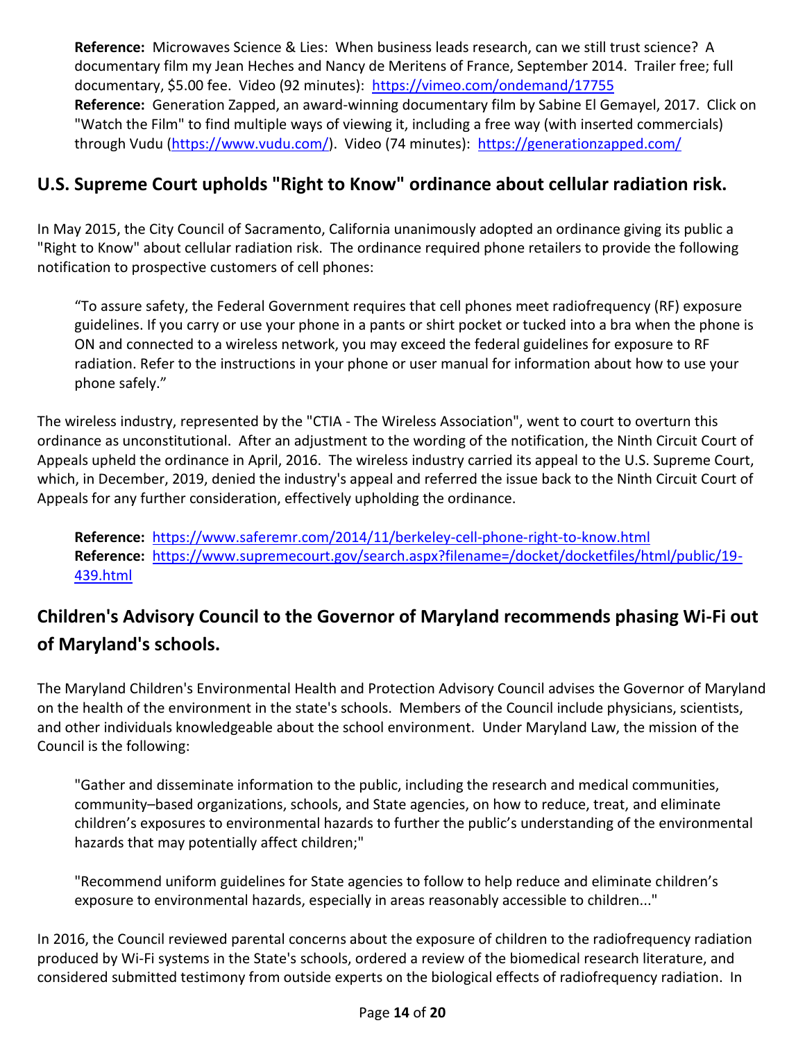**Reference:** Microwaves Science & Lies: When business leads research, can we still trust science? A documentary film my Jean Heches and Nancy de Meritens of France, September 2014. Trailer free; full documentary, $5.00 fee. Video (92 minutes): https://vimeo.com/ondemand/17755
**Reference:** Generation Zapped, an award-winning documentary film by Sabine El Gemayel, 2017. Click on "Watch the Film" to find multiple ways of viewing it, including a free way (with inserted commercials) through Vudu (https://www.vudu.com/). Video (74 minutes): https://generationzapped.com/

## U.S. Supreme Court upholds "Right to Know" ordinance about cellular radiation risk.

In May 2015, the City Council of Sacramento, California unanimously adopted an ordinance giving its public a "Right to Know" about cellular radiation risk. The ordinance required phone retailers to provide the following notification to prospective customers of cell phones:

> "To assure safety, the Federal Government requires that cell phones meet radiofrequency (RF) exposure guidelines. If you carry or use your phone in a pants or shirt pocket or tucked into a bra when the phone is ON and connected to a wireless network, you may exceed the federal guidelines for exposure to RF radiation. Refer to the instructions in your phone or user manual for information about how to use your phone safely."

The wireless industry, represented by the "CTIA - The Wireless Association", went to court to overturn this ordinance as unconstitutional. After an adjustment to the wording of the notification, the Ninth Circuit Court of Appeals upheld the ordinance in April, 2016. The wireless industry carried its appeal to the U.S. Supreme Court, which, in December, 2019, denied the industry's appeal and referred the issue back to the Ninth Circuit Court of Appeals for any further consideration, effectively upholding the ordinance.

**Reference:** https://www.saferemr.com/2014/11/berkeley-cell-phone-right-to-know.html
**Reference:** https://www.supremecourt.gov/search.aspx?filename=/docket/docketfiles/html/public/19-439.html

## Children's Advisory Council to the Governor of Maryland recommends phasing Wi-Fi out of Maryland's schools.

The Maryland Children's Environmental Health and Protection Advisory Council advises the Governor of Maryland on the health of the environment in the state's schools. Members of the Council include physicians, scientists, and other individuals knowledgeable about the school environment. Under Maryland Law, the mission of the Council is the following:

> "Gather and disseminate information to the public, including the research and medical communities, community–based organizations, schools, and State agencies, on how to reduce, treat, and eliminate children's exposures to environmental hazards to further the public's understanding of the environmental hazards that may potentially affect children;"
>
> "Recommend uniform guidelines for State agencies to follow to help reduce and eliminate children's exposure to environmental hazards, especially in areas reasonably accessible to children..."

In 2016, the Council reviewed parental concerns about the exposure of children to the radiofrequency radiation produced by Wi-Fi systems in the State's schools, ordered a review of the biomedical research literature, and considered submitted testimony from outside experts on the biological effects of radiofrequency radiation. In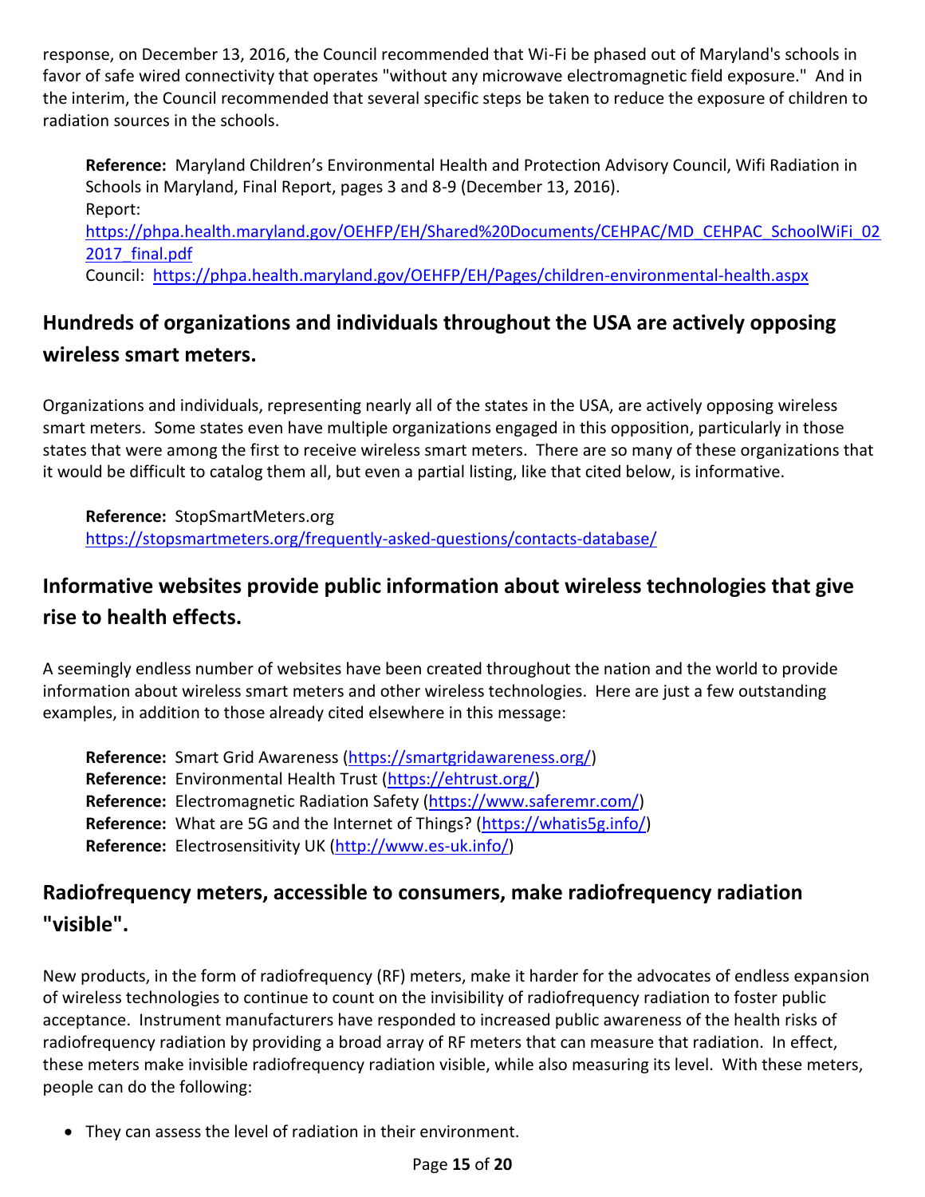response, on December 13, 2016, the Council recommended that Wi-Fi be phased out of Maryland's schools in favor of safe wired connectivity that operates "without any microwave electromagnetic field exposure." And in the interim, the Council recommended that several specific steps be taken to reduce the exposure of children to radiation sources in the schools.

> **Reference:** Maryland Children's Environmental Health and Protection Advisory Council, Wifi Radiation in Schools in Maryland, Final Report, pages 3 and 8-9 (December 13, 2016).
> Report: https://phpa.health.maryland.gov/OEHFP/EH/Shared%20Documents/CEHPAC/MD_CEHPAC_SchoolWiFi_022017_final.pdf
> Council: https://phpa.health.maryland.gov/OEHFP/EH/Pages/children-environmental-health.aspx

## Hundreds of organizations and individuals throughout the USA are actively opposing wireless smart meters.

Organizations and individuals, representing nearly all of the states in the USA, are actively opposing wireless smart meters. Some states even have multiple organizations engaged in this opposition, particularly in those states that were among the first to receive wireless smart meters. There are so many of these organizations that it would be difficult to catalog them all, but even a partial listing, like that cited below, is informative.

> **Reference:** StopSmartMeters.org
> https://stopsmartmeters.org/frequently-asked-questions/contacts-database/

## Informative websites provide public information about wireless technologies that give rise to health effects.

A seemingly endless number of websites have been created throughout the nation and the world to provide information about wireless smart meters and other wireless technologies. Here are just a few outstanding examples, in addition to those already cited elsewhere in this message:

> **Reference:** Smart Grid Awareness (https://smartgridawareness.org/)
> **Reference:** Environmental Health Trust (https://ehtrust.org/)
> **Reference:** Electromagnetic Radiation Safety (https://www.saferemr.com/)
> **Reference:** What are 5G and the Internet of Things? (https://whatis5g.info/)
> **Reference:** Electrosensitivity UK (http://www.es-uk.info/)

## Radiofrequency meters, accessible to consumers, make radiofrequency radiation "visible".

New products, in the form of radiofrequency (RF) meters, make it harder for the advocates of endless expansion of wireless technologies to continue to count on the invisibility of radiofrequency radiation to foster public acceptance. Instrument manufacturers have responded to increased public awareness of the health risks of radiofrequency radiation by providing a broad array of RF meters that can measure that radiation. In effect, these meters make invisible radiofrequency radiation visible, while also measuring its level. With these meters, people can do the following:

- They can assess the level of radiation in their environment.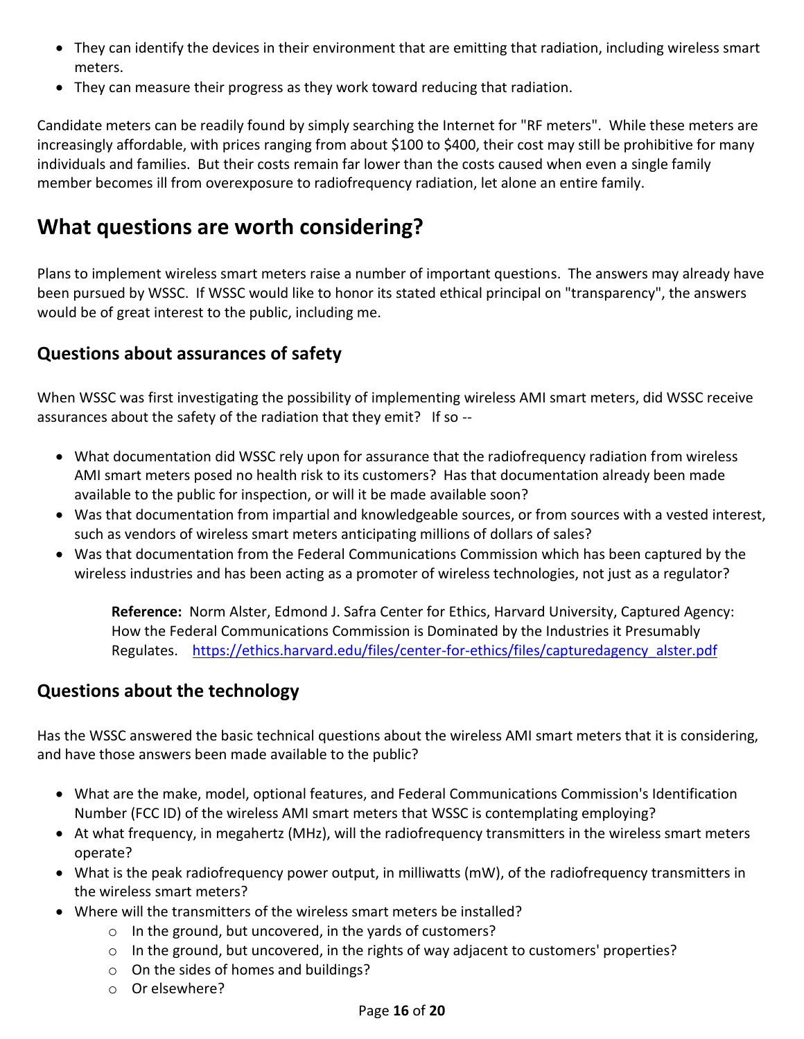- They can identify the devices in their environment that are emitting that radiation, including wireless smart meters.
- They can measure their progress as they work toward reducing that radiation.

Candidate meters can be readily found by simply searching the Internet for "RF meters". While these meters are increasingly affordable, with prices ranging from about $100 to $400, their cost may still be prohibitive for many individuals and families. But their costs remain far lower than the costs caused when even a single family member becomes ill from overexposure to radiofrequency radiation, let alone an entire family.

# What questions are worth considering?

Plans to implement wireless smart meters raise a number of important questions. The answers may already have been pursued by WSSC. If WSSC would like to honor its stated ethical principal on "transparency", the answers would be of great interest to the public, including me.

## Questions about assurances of safety

When WSSC was first investigating the possibility of implementing wireless AMI smart meters, did WSSC receive assurances about the safety of the radiation that they emit? If so --

- What documentation did WSSC rely upon for assurance that the radiofrequency radiation from wireless AMI smart meters posed no health risk to its customers? Has that documentation already been made available to the public for inspection, or will it be made available soon?
- Was that documentation from impartial and knowledgeable sources, or from sources with a vested interest, such as vendors of wireless smart meters anticipating millions of dollars of sales?
- Was that documentation from the Federal Communications Commission which has been captured by the wireless industries and has been acting as a promoter of wireless technologies, not just as a regulator?

> **Reference:** Norm Alster, Edmond J. Safra Center for Ethics, Harvard University, Captured Agency: How the Federal Communications Commission is Dominated by the Industries it Presumably Regulates. https://ethics.harvard.edu/files/center-for-ethics/files/capturedagency_alster.pdf

## Questions about the technology

Has the WSSC answered the basic technical questions about the wireless AMI smart meters that it is considering, and have those answers been made available to the public?

- What are the make, model, optional features, and Federal Communications Commission's Identification Number (FCC ID) of the wireless AMI smart meters that WSSC is contemplating employing?
- At what frequency, in megahertz (MHz), will the radiofrequency transmitters in the wireless smart meters operate?
- What is the peak radiofrequency power output, in milliwatts (mW), of the radiofrequency transmitters in the wireless smart meters?
- Where will the transmitters of the wireless smart meters be installed?
    - In the ground, but uncovered, in the yards of customers?
    - In the ground, but uncovered, in the rights of way adjacent to customers' properties?
    - On the sides of homes and buildings?
    - Or elsewhere?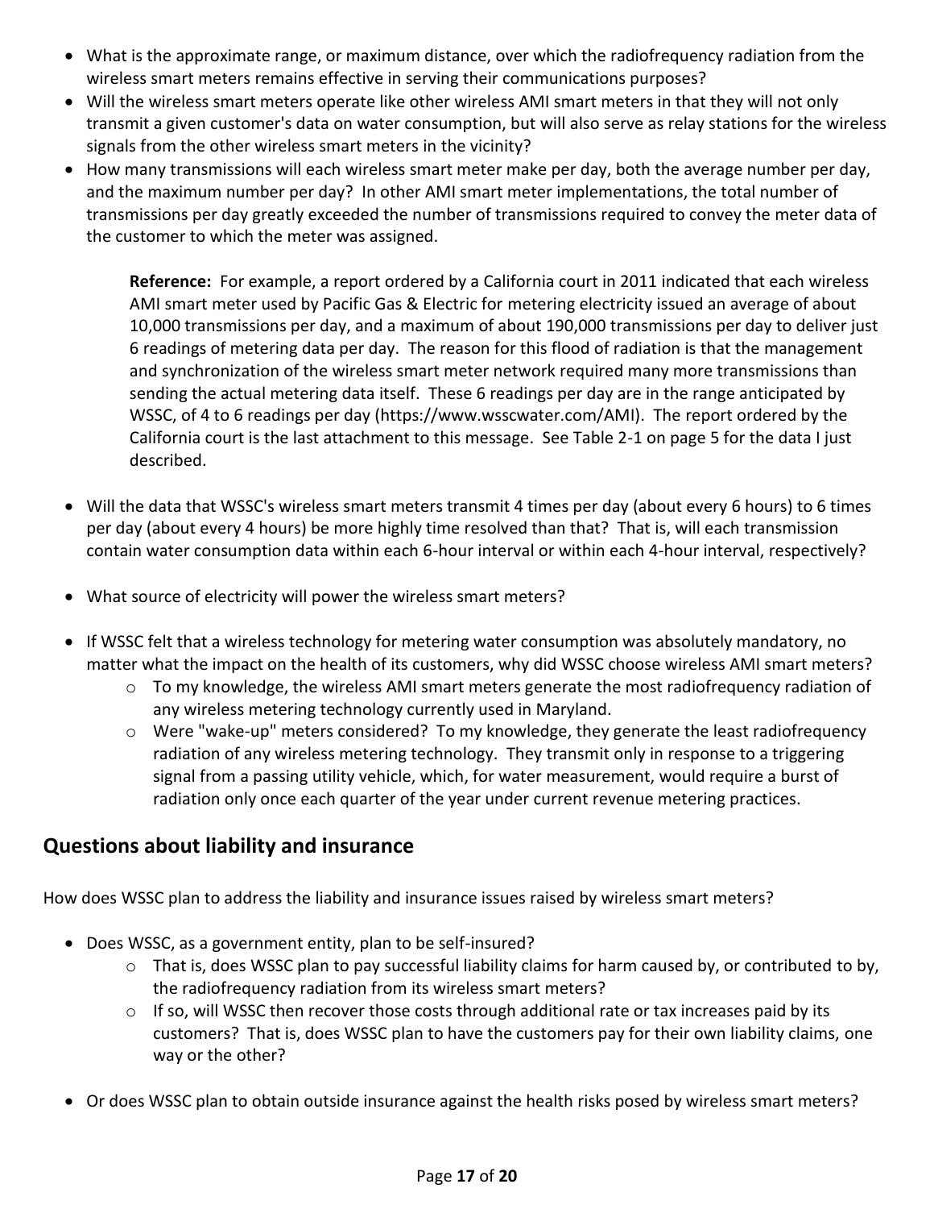- What is the approximate range, or maximum distance, over which the radiofrequency radiation from the wireless smart meters remains effective in serving their communications purposes?
- Will the wireless smart meters operate like other wireless AMI smart meters in that they will not only transmit a given customer's data on water consumption, but will also serve as relay stations for the wireless signals from the other wireless smart meters in the vicinity?
- How many transmissions will each wireless smart meter make per day, both the average number per day, and the maximum number per day? In other AMI smart meter implementations, the total number of transmissions per day greatly exceeded the number of transmissions required to convey the meter data of the customer to which the meter was assigned.

  **Reference:** For example, a report ordered by a California court in 2011 indicated that each wireless AMI smart meter used by Pacific Gas & Electric for metering electricity issued an average of about 10,000 transmissions per day, and a maximum of about 190,000 transmissions per day to deliver just 6 readings of metering data per day. The reason for this flood of radiation is that the management and synchronization of the wireless smart meter network required many more transmissions than sending the actual metering data itself. These 6 readings per day are in the range anticipated by WSSC, of 4 to 6 readings per day (https://www.wsscwater.com/AMI). The report ordered by the California court is the last attachment to this message. See Table 2-1 on page 5 for the data I just described.

- Will the data that WSSC's wireless smart meters transmit 4 times per day (about every 6 hours) to 6 times per day (about every 4 hours) be more highly time resolved than that? That is, will each transmission contain water consumption data within each 6-hour interval or within each 4-hour interval, respectively?

- What source of electricity will power the wireless smart meters?

- If WSSC felt that a wireless technology for metering water consumption was absolutely mandatory, no matter what the impact on the health of its customers, why did WSSC choose wireless AMI smart meters?
  - To my knowledge, the wireless AMI smart meters generate the most radiofrequency radiation of any wireless metering technology currently used in Maryland.
  - Were "wake-up" meters considered? To my knowledge, they generate the least radiofrequency radiation of any wireless metering technology. They transmit only in response to a triggering signal from a passing utility vehicle, which, for water measurement, would require a burst of radiation only once each quarter of the year under current revenue metering practices.

## Questions about liability and insurance

How does WSSC plan to address the liability and insurance issues raised by wireless smart meters?

- Does WSSC, as a government entity, plan to be self-insured?
  - That is, does WSSC plan to pay successful liability claims for harm caused by, or contributed to by, the radiofrequency radiation from its wireless smart meters?
  - If so, will WSSC then recover those costs through additional rate or tax increases paid by its customers? That is, does WSSC plan to have the customers pay for their own liability claims, one way or the other?

- Or does WSSC plan to obtain outside insurance against the health risks posed by wireless smart meters?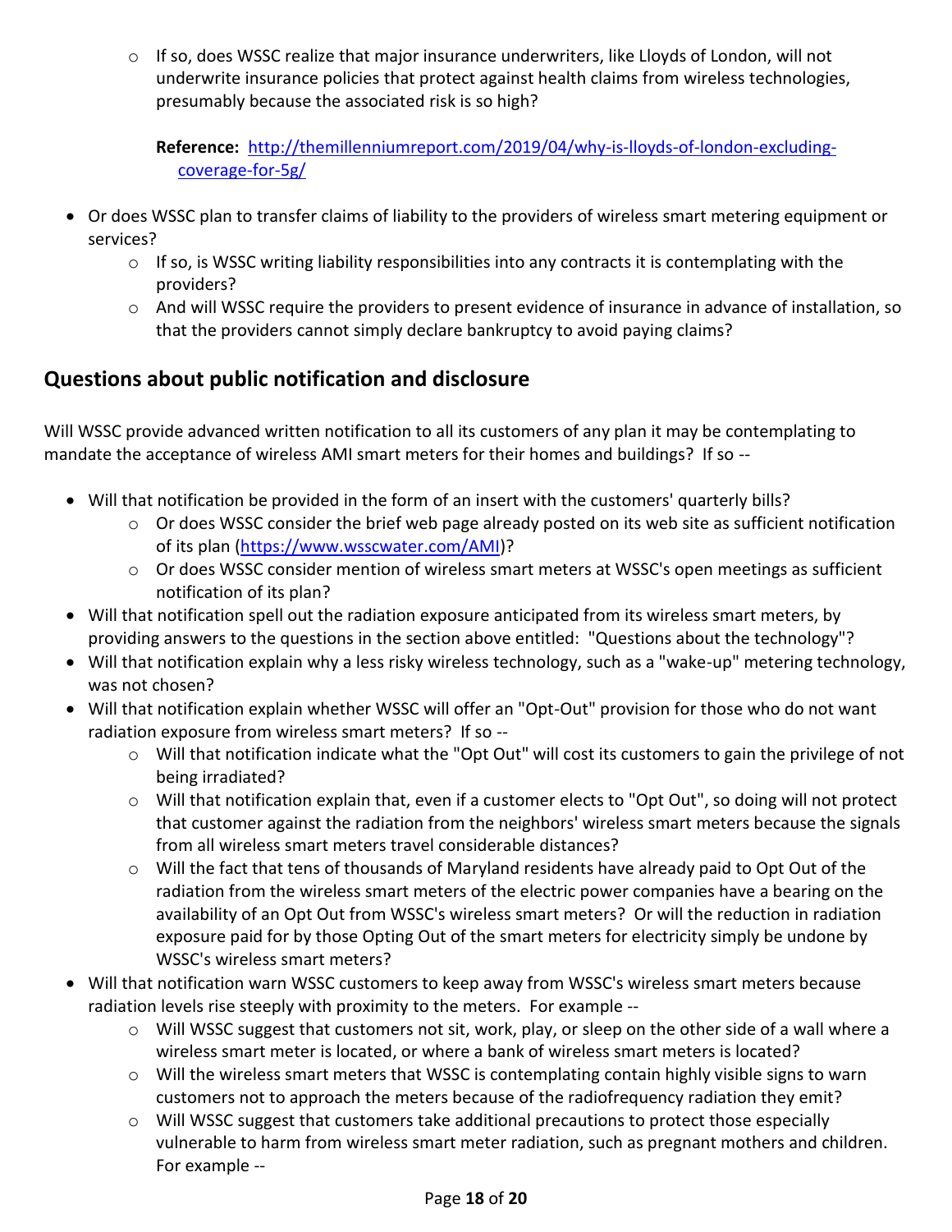- If so, does WSSC realize that major insurance underwriters, like Lloyds of London, will not underwrite insurance policies that protect against health claims from wireless technologies, presumably because the associated risk is so high?

  **Reference:** [http://themillenniumreport.com/2019/04/why-is-lloyds-of-london-excluding-coverage-for-5g/](http://themillenniumreport.com/2019/04/why-is-lloyds-of-london-excluding-coverage-for-5g/)

- Or does WSSC plan to transfer claims of liability to the providers of wireless smart metering equipment or services?
  - If so, is WSSC writing liability responsibilities into any contracts it is contemplating with the providers?
  - And will WSSC require the providers to present evidence of insurance in advance of installation, so that the providers cannot simply declare bankruptcy to avoid paying claims?

## Questions about public notification and disclosure

Will WSSC provide advanced written notification to all its customers of any plan it may be contemplating to mandate the acceptance of wireless AMI smart meters for their homes and buildings? If so --

- Will that notification be provided in the form of an insert with the customers' quarterly bills?
  - Or does WSSC consider the brief web page already posted on its web site as sufficient notification of its plan ([https://www.wsscwater.com/AMI](https://www.wsscwater.com/AMI))?
  - Or does WSSC consider mention of wireless smart meters at WSSC's open meetings as sufficient notification of its plan?
- Will that notification spell out the radiation exposure anticipated from its wireless smart meters, by providing answers to the questions in the section above entitled: "Questions about the technology"?
- Will that notification explain why a less risky wireless technology, such as a "wake-up" metering technology, was not chosen?
- Will that notification explain whether WSSC will offer an "Opt-Out" provision for those who do not want radiation exposure from wireless smart meters? If so --
  - Will that notification indicate what the "Opt Out" will cost its customers to gain the privilege of not being irradiated?
  - Will that notification explain that, even if a customer elects to "Opt Out", so doing will not protect that customer against the radiation from the neighbors' wireless smart meters because the signals from all wireless smart meters travel considerable distances?
  - Will the fact that tens of thousands of Maryland residents have already paid to Opt Out of the radiation from the wireless smart meters of the electric power companies have a bearing on the availability of an Opt Out from WSSC's wireless smart meters? Or will the reduction in radiation exposure paid for by those Opting Out of the smart meters for electricity simply be undone by WSSC's wireless smart meters?
- Will that notification warn WSSC customers to keep away from WSSC's wireless smart meters because radiation levels rise steeply with proximity to the meters. For example --
  - Will WSSC suggest that customers not sit, work, play, or sleep on the other side of a wall where a wireless smart meter is located, or where a bank of wireless smart meters is located?
  - Will the wireless smart meters that WSSC is contemplating contain highly visible signs to warn customers not to approach the meters because of the radiofrequency radiation they emit?
  - Will WSSC suggest that customers take additional precautions to protect those especially vulnerable to harm from wireless smart meter radiation, such as pregnant mothers and children. For example --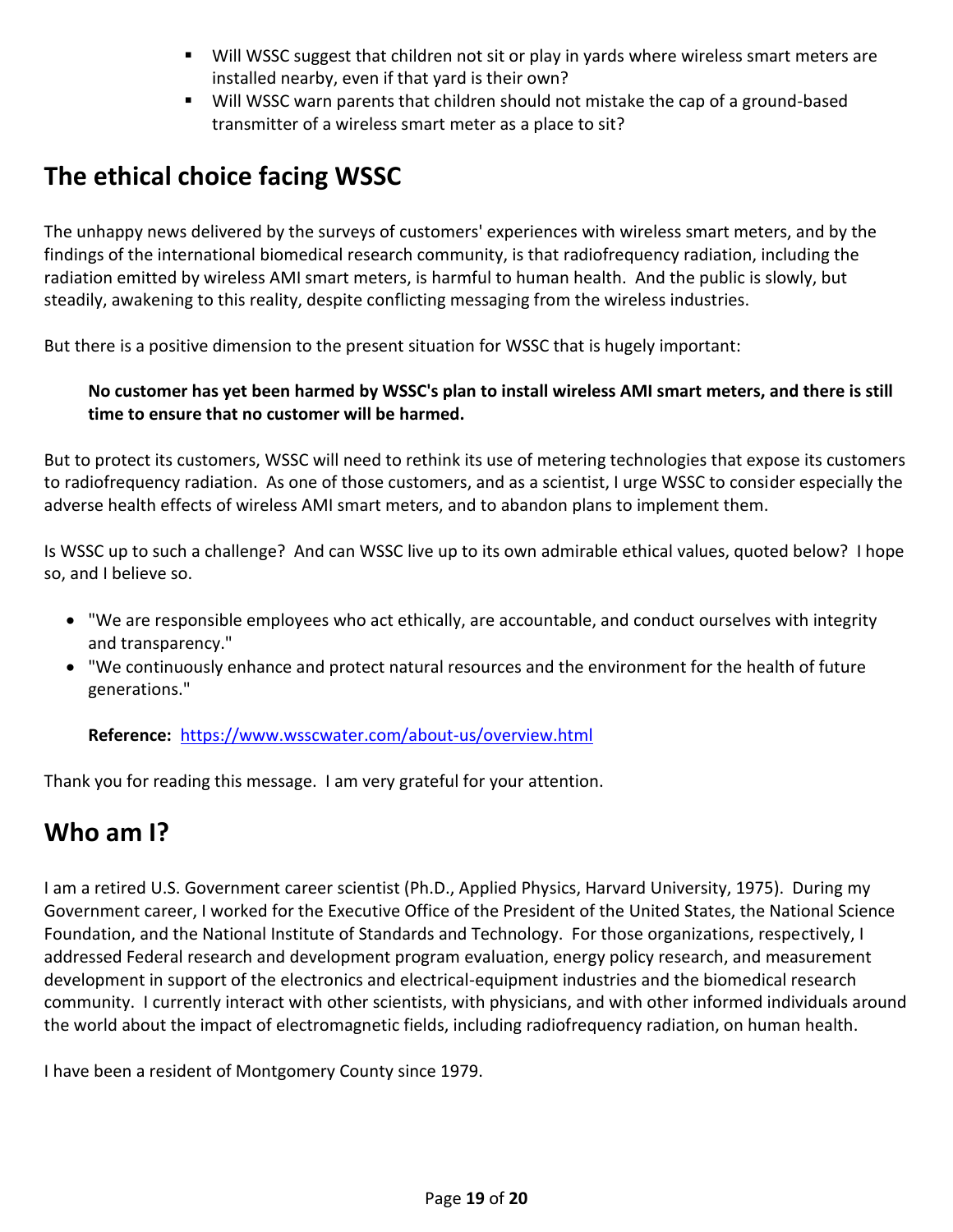- Will WSSC suggest that children not sit or play in yards where wireless smart meters are installed nearby, even if that yard is their own?
- Will WSSC warn parents that children should not mistake the cap of a ground-based transmitter of a wireless smart meter as a place to sit?

## The ethical choice facing WSSC

The unhappy news delivered by the surveys of customers' experiences with wireless smart meters, and by the findings of the international biomedical research community, is that radiofrequency radiation, including the radiation emitted by wireless AMI smart meters, is harmful to human health. And the public is slowly, but steadily, awakening to this reality, despite conflicting messaging from the wireless industries.

But there is a positive dimension to the present situation for WSSC that is hugely important:

> **No customer has yet been harmed by WSSC's plan to install wireless AMI smart meters, and there is still time to ensure that no customer will be harmed.**

But to protect its customers, WSSC will need to rethink its use of metering technologies that expose its customers to radiofrequency radiation. As one of those customers, and as a scientist, I urge WSSC to consider especially the adverse health effects of wireless AMI smart meters, and to abandon plans to implement them.

Is WSSC up to such a challenge? And can WSSC live up to its own admirable ethical values, quoted below? I hope so, and I believe so.

- "We are responsible employees who act ethically, are accountable, and conduct ourselves with integrity and transparency."
- "We continuously enhance and protect natural resources and the environment for the health of future generations."

**Reference:** https://www.wsscwater.com/about-us/overview.html

Thank you for reading this message. I am very grateful for your attention.

## Who am I?

I am a retired U.S. Government career scientist (Ph.D., Applied Physics, Harvard University, 1975). During my Government career, I worked for the Executive Office of the President of the United States, the National Science Foundation, and the National Institute of Standards and Technology. For those organizations, respectively, I addressed Federal research and development program evaluation, energy policy research, and measurement development in support of the electronics and electrical-equipment industries and the biomedical research community. I currently interact with other scientists, with physicians, and with other informed individuals around the world about the impact of electromagnetic fields, including radiofrequency radiation, on human health.

I have been a resident of Montgomery County since 1979.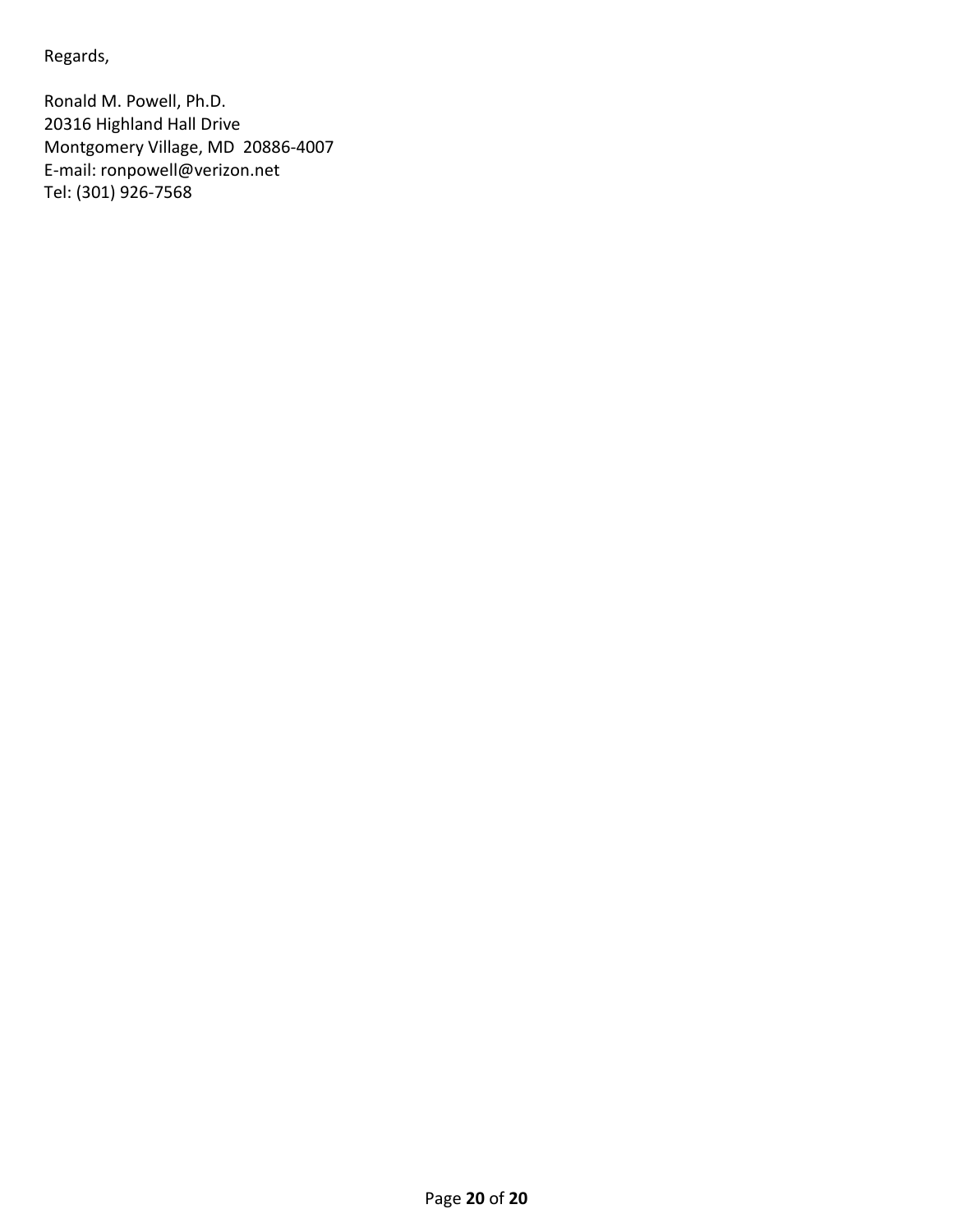Regards,

Ronald M. Powell, Ph.D.
20316 Highland Hall Drive
Montgomery Village, MD  20886-4007
E-mail: ronpowell@verizon.net
Tel: (301) 926-7568